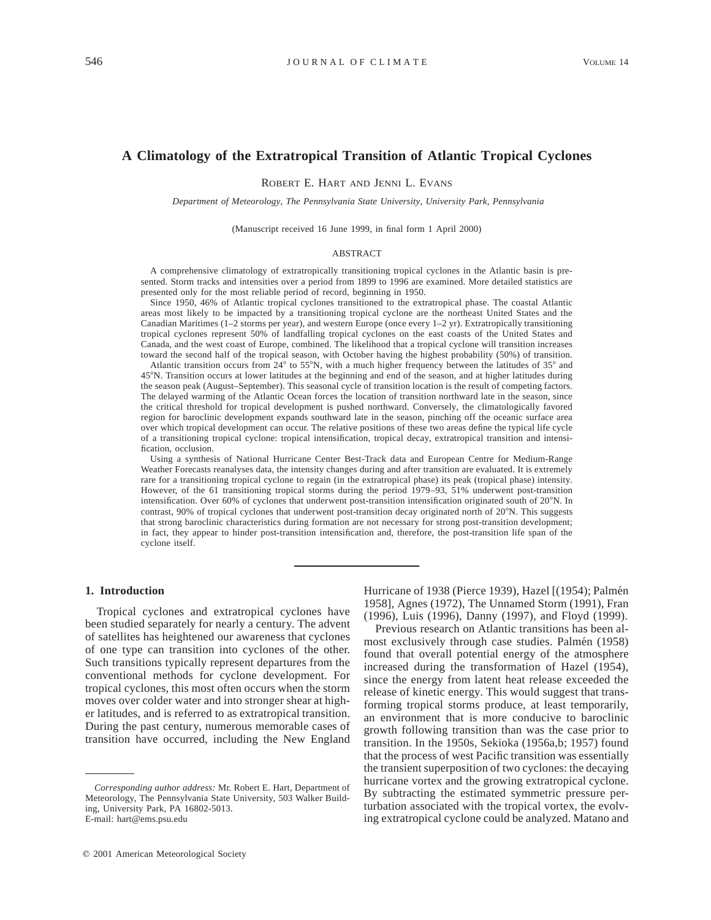# A Climatology of the Extratropical Transition of Atlantic Tropical Cyclones

Robert E. Hart and Jenni L. Evans

*Department of Meteorology, The Pennsylvania State University, University Park, Pennsylvania*

(Manuscript received 16 June 1999, in final form 1 April 2000)

## ABSTRACT

A comprehensive climatology of extratropically transitioning tropical cyclones in the Atlantic basin is presented. Storm tracks and intensities over a period from 1899 to 1996 are examined. More detailed statistics are presented only for the most reliable period of record, beginning in 1950.

Since 1950, 46% of Atlantic tropical cyclones transitioned to the extratropical phase. The coastal Atlantic areas most likely to be impacted by a transitioning tropical cyclone are the northeast United States and the Canadian Maritimes (1–2 storms per year), and western Europe (once every 1–2 yr). Extratropically transitioning tropical cyclones represent 50% of landfalling tropical cyclones on the east coasts of the United States and Canada, and the west coast of Europe, combined. The likelihood that a tropical cyclone will transition increases toward the second half of the tropical season, with October having the highest probability (50%) of transition.

Atlantic transition occurs from 24° to 55°N, with a much higher frequency between the latitudes of 35° and 45°N. Transition occurs at lower latitudes at the beginning and end of the season, and at higher latitudes during the season peak (August–September). This seasonal cycle of transition location is the result of competing factors. The delayed warming of the Atlantic Ocean forces the location of transition northward late in the season, since the critical threshold for tropical development is pushed northward. Conversely, the climatologically favored region for baroclinic development expands southward late in the season, pinching off the oceanic surface area over which tropical development can occur. The relative positions of these two areas define the typical life cycle of a transitioning tropical cyclone: tropical intensification, tropical decay, extratropical transition and intensification, occlusion.

Using a synthesis of National Hurricane Center Best-Track data and European Centre for Medium-Range Weather Forecasts reanalyses data, the intensity changes during and after transition are evaluated. It is extremely rare for a transitioning tropical cyclone to regain (in the extratropical phase) its peak (tropical phase) intensity. However, of the 61 transitioning tropical storms during the period 1979–93, 51% underwent post-transition intensification. Over 60% of cyclones that underwent post-transition intensification originated south of 20°N. In contrast, 90% of tropical cyclones that underwent post-transition decay originated north of 20°N. This suggests that strong baroclinic characteristics during formation are not necessary for strong post-transition development; in fact, they appear to hinder post-transition intensification and, therefore, the post-transition life span of the cyclone itself.

## 1. Introduction

Tropical cyclones and extratropical cyclones have been studied separately for nearly a century. The advent of satellites has heightened our awareness that cyclones of one type can transition into cyclones of the other. Such transitions typically represent departures from the conventional methods for cyclone development. For tropical cyclones, this most often occurs when the storm moves over colder water and into stronger shear at higher latitudes, and is referred to as extratropical transition. During the past century, numerous memorable cases of transition have occurred, including the New England Hurricane of 1938 (Pierce 1939), Hazel [(1954); Palmén 1958], Agnes (1972), The Unnamed Storm (1991), Fran (1996), Luis (1996), Danny (1997), and Floyd (1999).

Previous research on Atlantic transitions has been almost exclusively through case studies. Palmén (1958) found that overall potential energy of the atmosphere increased during the transformation of Hazel (1954), since the energy from latent heat release exceeded the release of kinetic energy. This would suggest that transforming tropical storms produce, at least temporarily, an environment that is more conducive to baroclinic growth following transition than was the case prior to transition. In the 1950s, Sekioka (1956a,b; 1957) found that the process of west Pacific transition was essentially the transient superposition of two cyclones: the decaying hurricane vortex and the growing extratropical cyclone. By subtracting the estimated symmetric pressure perturbation associated with the tropical vortex, the evolving extratropical cyclone could be analyzed. Matano and

*Corresponding author address:* Mr. Robert E. Hart, Department of Meteorology, The Pennsylvania State University, 503 Walker Building, University Park, PA 16802-5013.
E-mail: hart@ems.psu.edu

© 2001 American Meteorological Society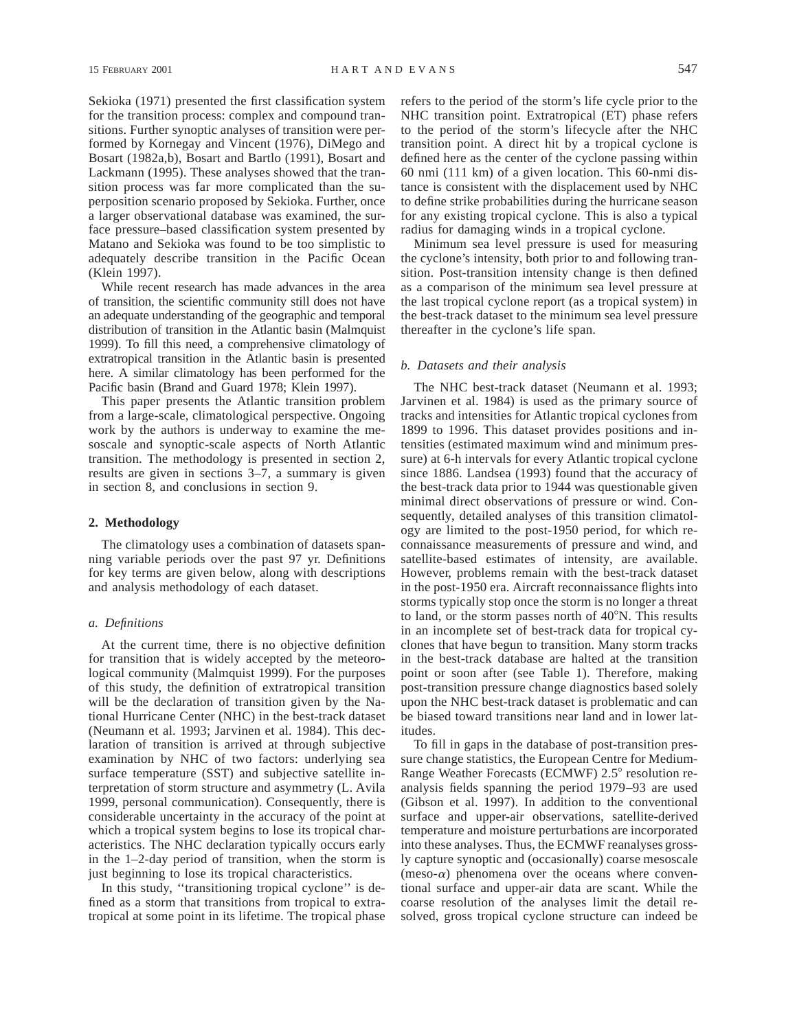Sekioka (1971) presented the first classification system for the transition process: complex and compound transitions. Further synoptic analyses of transition were performed by Kornegay and Vincent (1976), DiMego and Bosart (1982a,b), Bosart and Bartlo (1991), Bosart and Lackmann (1995). These analyses showed that the transition process was far more complicated than the superposition scenario proposed by Sekioka. Further, once a larger observational database was examined, the surface pressure–based classification system presented by Matano and Sekioka was found to be too simplistic to adequately describe transition in the Pacific Ocean (Klein 1997).

While recent research has made advances in the area of transition, the scientific community still does not have an adequate understanding of the geographic and temporal distribution of transition in the Atlantic basin (Malmquist 1999). To fill this need, a comprehensive climatology of extratropical transition in the Atlantic basin is presented here. A similar climatology has been performed for the Pacific basin (Brand and Guard 1978; Klein 1997).

This paper presents the Atlantic transition problem from a large-scale, climatological perspective. Ongoing work by the authors is underway to examine the mesoscale and synoptic-scale aspects of North Atlantic transition. The methodology is presented in section 2, results are given in sections 3–7, a summary is given in section 8, and conclusions in section 9.

## 2. Methodology

The climatology uses a combination of datasets spanning variable periods over the past 97 yr. Definitions for key terms are given below, along with descriptions and analysis methodology of each dataset.

### *a. Definitions*

At the current time, there is no objective definition for transition that is widely accepted by the meteorological community (Malmquist 1999). For the purposes of this study, the definition of extratropical transition will be the declaration of transition given by the National Hurricane Center (NHC) in the best-track dataset (Neumann et al. 1993; Jarvinen et al. 1984). This declaration of transition is arrived at through subjective examination by NHC of two factors: underlying sea surface temperature (SST) and subjective satellite interpretation of storm structure and asymmetry (L. Avila 1999, personal communication). Consequently, there is considerable uncertainty in the accuracy of the point at which a tropical system begins to lose its tropical characteristics. The NHC declaration typically occurs early in the 1–2-day period of transition, when the storm is just beginning to lose its tropical characteristics.

In this study, ''transitioning tropical cyclone'' is defined as a storm that transitions from tropical to extratropical at some point in its lifetime. The tropical phase refers to the period of the storm's life cycle prior to the NHC transition point. Extratropical (ET) phase refers to the period of the storm's lifecycle after the NHC transition point. A direct hit by a tropical cyclone is defined here as the center of the cyclone passing within 60 nmi (111 km) of a given location. This 60-nmi distance is consistent with the displacement used by NHC to define strike probabilities during the hurricane season for any existing tropical cyclone. This is also a typical radius for damaging winds in a tropical cyclone.

Minimum sea level pressure is used for measuring the cyclone's intensity, both prior to and following transition. Post-transition intensity change is then defined as a comparison of the minimum sea level pressure at the last tropical cyclone report (as a tropical system) in the best-track dataset to the minimum sea level pressure thereafter in the cyclone's life span.

### *b. Datasets and their analysis*

The NHC best-track dataset (Neumann et al. 1993; Jarvinen et al. 1984) is used as the primary source of tracks and intensities for Atlantic tropical cyclones from 1899 to 1996. This dataset provides positions and intensities (estimated maximum wind and minimum pressure) at 6-h intervals for every Atlantic tropical cyclone since 1886. Landsea (1993) found that the accuracy of the best-track data prior to 1944 was questionable given minimal direct observations of pressure or wind. Consequently, detailed analyses of this transition climatology are limited to the post-1950 period, for which reconnaissance measurements of pressure and wind, and satellite-based estimates of intensity, are available. However, problems remain with the best-track dataset in the post-1950 era. Aircraft reconnaissance flights into storms typically stop once the storm is no longer a threat to land, or the storm passes north of 40°N. This results in an incomplete set of best-track data for tropical cyclones that have begun to transition. Many storm tracks in the best-track database are halted at the transition point or soon after (see Table 1). Therefore, making post-transition pressure change diagnostics based solely upon the NHC best-track dataset is problematic and can be biased toward transitions near land and in lower latitudes.

To fill in gaps in the database of post-transition pressure change statistics, the European Centre for Medium-Range Weather Forecasts (ECMWF) 2.5° resolution reanalysis fields spanning the period 1979–93 are used (Gibson et al. 1997). In addition to the conventional surface and upper-air observations, satellite-derived temperature and moisture perturbations are incorporated into these analyses. Thus, the ECMWF reanalyses grossly capture synoptic and (occasionally) coarse mesoscale (meso-$\alpha$) phenomena over the oceans where conventional surface and upper-air data are scant. While the coarse resolution of the analyses limit the detail resolved, gross tropical cyclone structure can indeed be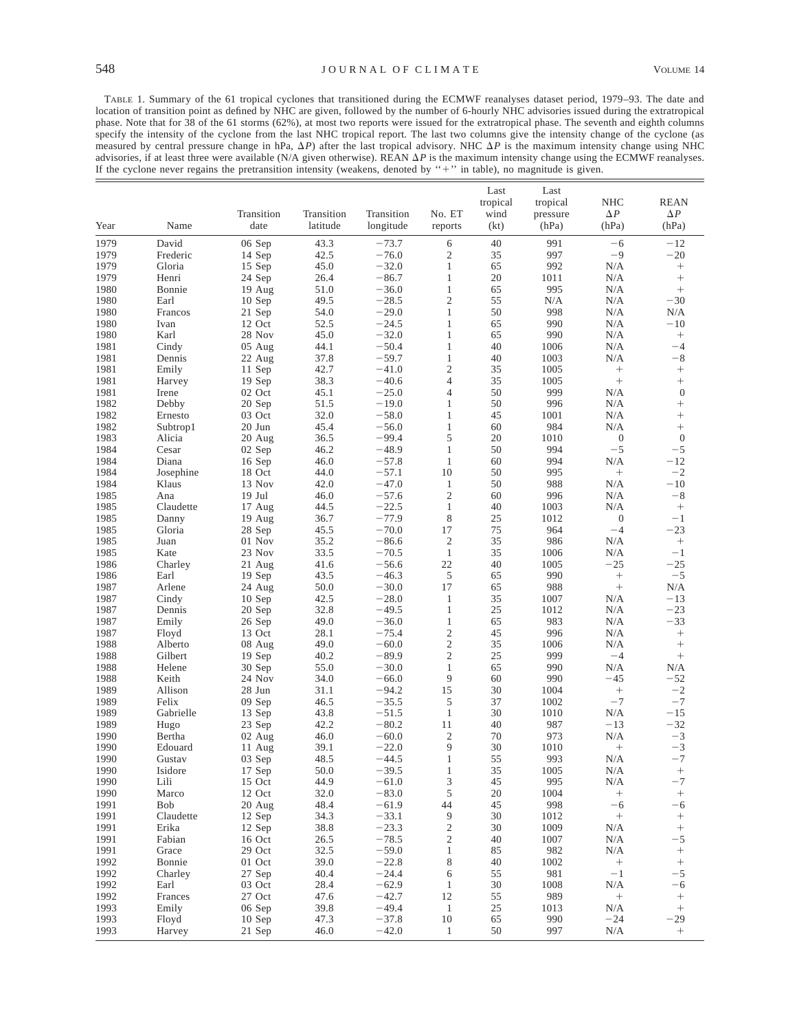TABLE 1. Summary of the 61 tropical cyclones that transitioned during the ECMWF reanalyses dataset period, 1979–93. The date and location of transition point as defined by NHC are given, followed by the number of 6-hourly NHC advisories issued during the extratropical phase. Note that for 38 of the 61 storms (62%), at most two reports were issued for the extratropical phase. The seventh and eighth columns specify the intensity of the cyclone from the last NHC tropical report. The last two columns give the intensity change of the cyclone (as measured by central pressure change in hPa, $\Delta P$) after the last tropical advisory. NHC $\Delta P$ is the maximum intensity change using NHC advisories, if at least three were available (N/A given otherwise). REAN $\Delta P$ is the maximum intensity change using the ECMWF reanalyses. If the cyclone never regains the pretransition intensity (weakens, denoted by "+" in table), no magnitude is given.

| Year | Name | Transition date | Transition latitude | Transition longitude | No. ET reports | Last tropical wind (kt) | Last tropical pressure (hPa) | NHC $\Delta P$ (hPa) | REAN $\Delta P$ (hPa) |
|---|---|---|---|---|---|---|---|---|---|
| 1979 | David | 06 Sep | 43.3 | −73.7 | 6 | 40 | 991 | −6 | −12 |
| 1979 | Frederic | 14 Sep | 42.5 | −76.0 | 2 | 35 | 997 | −9 | −20 |
| 1979 | Gloria | 15 Sep | 45.0 | −32.0 | 1 | 65 | 992 | N/A | + |
| 1979 | Henri | 24 Sep | 26.4 | −86.7 | 1 | 20 | 1011 | N/A | + |
| 1980 | Bonnie | 19 Aug | 51.0 | −36.0 | 1 | 65 | 995 | N/A | + |
| 1980 | Earl | 10 Sep | 49.5 | −28.5 | 2 | 55 | N/A | N/A | −30 |
| 1980 | Francos | 21 Sep | 54.0 | −29.0 | 1 | 50 | 998 | N/A | N/A |
| 1980 | Ivan | 12 Oct | 52.5 | −24.5 | 1 | 65 | 990 | N/A | −10 |
| 1980 | Karl | 28 Nov | 45.0 | −32.0 | 1 | 65 | 990 | N/A | + |
| 1981 | Cindy | 05 Aug | 44.1 | −50.4 | 1 | 40 | 1006 | N/A | −4 |
| 1981 | Dennis | 22 Aug | 37.8 | −59.7 | 1 | 40 | 1003 | N/A | −8 |
| 1981 | Emily | 11 Sep | 42.7 | −41.0 | 2 | 35 | 1005 | + | + |
| 1981 | Harvey | 19 Sep | 38.3 | −40.6 | 4 | 35 | 1005 | + | + |
| 1981 | Irene | 02 Oct | 45.1 | −25.0 | 4 | 50 | 999 | N/A | 0 |
| 1982 | Debby | 20 Sep | 51.5 | −19.0 | 1 | 50 | 996 | N/A | + |
| 1982 | Ernesto | 03 Oct | 32.0 | −58.0 | 1 | 45 | 1001 | N/A | + |
| 1982 | Subtrop1 | 20 Jun | 45.4 | −56.0 | 1 | 60 | 984 | N/A | + |
| 1983 | Alicia | 20 Aug | 36.5 | −99.4 | 5 | 20 | 1010 | 0 | 0 |
| 1984 | Cesar | 02 Sep | 46.2 | −48.9 | 1 | 50 | 994 | −5 | −5 |
| 1984 | Diana | 16 Sep | 46.0 | −57.8 | 1 | 60 | 994 | N/A | −12 |
| 1984 | Josephine | 18 Oct | 44.0 | −57.1 | 10 | 50 | 995 | + | −2 |
| 1984 | Klaus | 13 Nov | 42.0 | −47.0 | 1 | 50 | 988 | N/A | −10 |
| 1985 | Ana | 19 Jul | 46.0 | −57.6 | 2 | 60 | 996 | N/A | −8 |
| 1985 | Claudette | 17 Aug | 44.5 | −22.5 | 1 | 40 | 1003 | N/A | + |
| 1985 | Danny | 19 Aug | 36.7 | −77.9 | 8 | 25 | 1012 | 0 | −1 |
| 1985 | Gloria | 28 Sep | 45.5 | −70.0 | 17 | 75 | 964 | −4 | −23 |
| 1985 | Juan | 01 Nov | 35.2 | −86.6 | 2 | 35 | 986 | N/A | + |
| 1985 | Kate | 23 Nov | 33.5 | −70.5 | 1 | 35 | 1006 | N/A | −1 |
| 1986 | Charley | 21 Aug | 41.6 | −56.6 | 22 | 40 | 1005 | −25 | −25 |
| 1986 | Earl | 19 Sep | 43.5 | −46.3 | 5 | 65 | 990 | + | −5 |
| 1987 | Arlene | 24 Aug | 50.0 | −30.0 | 17 | 65 | 988 | + | N/A |
| 1987 | Cindy | 10 Sep | 42.5 | −28.0 | 1 | 35 | 1007 | N/A | −13 |
| 1987 | Dennis | 20 Sep | 32.8 | −49.5 | 1 | 25 | 1012 | N/A | −23 |
| 1987 | Emily | 26 Sep | 49.0 | −36.0 | 1 | 65 | 983 | N/A | −33 |
| 1987 | Floyd | 13 Oct | 28.1 | −75.4 | 2 | 45 | 996 | N/A | + |
| 1988 | Alberto | 08 Aug | 49.0 | −60.0 | 2 | 35 | 1006 | N/A | + |
| 1988 | Gilbert | 19 Sep | 40.2 | −89.9 | 2 | 25 | 999 | −4 | + |
| 1988 | Helene | 30 Sep | 55.0 | −30.0 | 1 | 65 | 990 | N/A | N/A |
| 1988 | Keith | 24 Nov | 34.0 | −66.0 | 9 | 60 | 990 | −45 | −52 |
| 1989 | Allison | 28 Jun | 31.1 | −94.2 | 15 | 30 | 1004 | + | −2 |
| 1989 | Felix | 09 Sep | 46.5 | −35.5 | 5 | 37 | 1002 | −7 | −7 |
| 1989 | Gabrielle | 13 Sep | 43.8 | −51.5 | 1 | 30 | 1010 | N/A | −15 |
| 1989 | Hugo | 23 Sep | 42.2 | −80.2 | 11 | 40 | 987 | −13 | −32 |
| 1990 | Bertha | 02 Aug | 46.0 | −60.0 | 2 | 70 | 973 | N/A | −3 |
| 1990 | Edouard | 11 Aug | 39.1 | −22.0 | 9 | 30 | 1010 | + | −3 |
| 1990 | Gustav | 03 Sep | 48.5 | −44.5 | 1 | 55 | 993 | N/A | −7 |
| 1990 | Isidore | 17 Sep | 50.0 | −39.5 | 1 | 35 | 1005 | N/A | + |
| 1990 | Lili | 15 Oct | 44.9 | −61.0 | 3 | 45 | 995 | N/A | −7 |
| 1990 | Marco | 12 Oct | 32.0 | −83.0 | 5 | 20 | 1004 | + | + |
| 1991 | Bob | 20 Aug | 48.4 | −61.9 | 44 | 45 | 998 | −6 | −6 |
| 1991 | Claudette | 12 Sep | 34.3 | −33.1 | 9 | 30 | 1012 | + | + |
| 1991 | Erika | 12 Sep | 38.8 | −23.3 | 2 | 30 | 1009 | N/A | + |
| 1991 | Fabian | 16 Oct | 26.5 | −78.5 | 2 | 40 | 1007 | N/A | −5 |
| 1991 | Grace | 29 Oct | 32.5 | −59.0 | 1 | 85 | 982 | N/A | + |
| 1992 | Bonnie | 01 Oct | 39.0 | −22.8 | 8 | 40 | 1002 | + | + |
| 1992 | Charley | 27 Sep | 40.4 | −24.4 | 6 | 55 | 981 | −1 | −5 |
| 1992 | Earl | 03 Oct | 28.4 | −62.9 | 1 | 30 | 1008 | N/A | −6 |
| 1992 | Frances | 27 Oct | 47.6 | −42.7 | 12 | 55 | 989 | + | + |
| 1993 | Emily | 06 Sep | 39.8 | −49.4 | 1 | 25 | 1013 | N/A | + |
| 1993 | Floyd | 10 Sep | 47.3 | −37.8 | 10 | 65 | 990 | −24 | −29 |
| 1993 | Harvey | 21 Sep | 46.0 | −42.0 | 1 | 50 | 997 | N/A | + |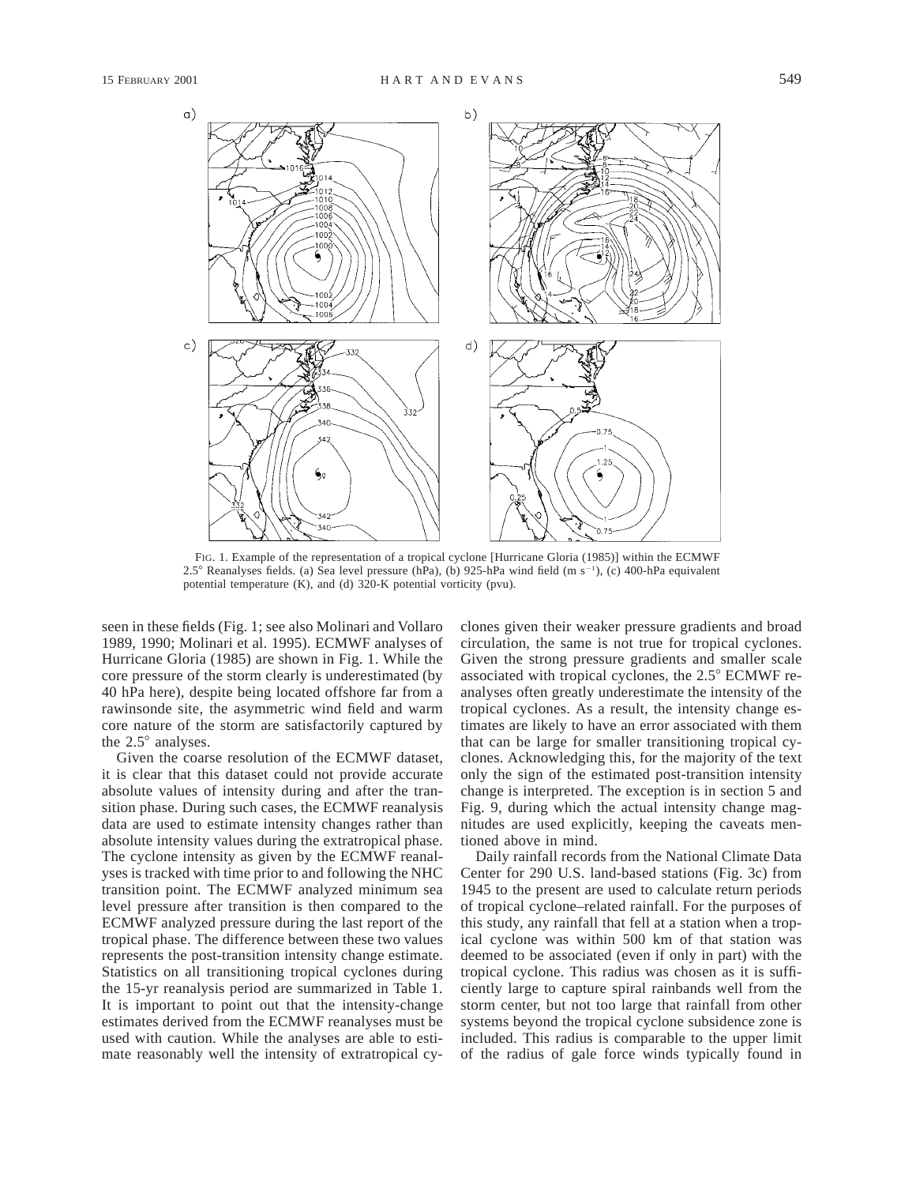FIG. 1. Example of the representation of a tropical cyclone [Hurricane Gloria (1985)] within the ECMWF 2.5° Reanalyses fields. (a) Sea level pressure (hPa), (b) 925-hPa wind field (m s$^{-1}$), (c) 400-hPa equivalent potential temperature (K), and (d) 320-K potential vorticity (pvu).

seen in these fields (Fig. 1; see also Molinari and Vollaro 1989, 1990; Molinari et al. 1995). ECMWF analyses of Hurricane Gloria (1985) are shown in Fig. 1. While the core pressure of the storm clearly is underestimated (by 40 hPa here), despite being located offshore far from a rawinsonde site, the asymmetric wind field and warm core nature of the storm are satisfactorily captured by the 2.5° analyses.

Given the coarse resolution of the ECMWF dataset, it is clear that this dataset could not provide accurate absolute values of intensity during and after the transition phase. During such cases, the ECMWF reanalysis data are used to estimate intensity changes rather than absolute intensity values during the extratropical phase. The cyclone intensity as given by the ECMWF reanalyses is tracked with time prior to and following the NHC transition point. The ECMWF analyzed minimum sea level pressure after transition is then compared to the ECMWF analyzed pressure during the last report of the tropical phase. The difference between these two values represents the post-transition intensity change estimate. Statistics on all transitioning tropical cyclones during the 15-yr reanalysis period are summarized in Table 1. It is important to point out that the intensity-change estimates derived from the ECMWF reanalyses must be used with caution. While the analyses are able to estimate reasonably well the intensity of extratropical cyclones given their weaker pressure gradients and broad circulation, the same is not true for tropical cyclones. Given the strong pressure gradients and smaller scale associated with tropical cyclones, the 2.5° ECMWF reanalyses often greatly underestimate the intensity of the tropical cyclones. As a result, the intensity change estimates are likely to have an error associated with them that can be large for smaller transitioning tropical cyclones. Acknowledging this, for the majority of the text only the sign of the estimated post-transition intensity change is interpreted. The exception is in section 5 and Fig. 9, during which the actual intensity change magnitudes are used explicitly, keeping the caveats mentioned above in mind.

Daily rainfall records from the National Climate Data Center for 290 U.S. land-based stations (Fig. 3c) from 1945 to the present are used to calculate return periods of tropical cyclone–related rainfall. For the purposes of this study, any rainfall that fell at a station when a tropical cyclone was within 500 km of that station was deemed to be associated (even if only in part) with the tropical cyclone. This radius was chosen as it is sufficiently large to capture spiral rainbands well from the storm center, but not too large that rainfall from other systems beyond the tropical cyclone subsidence zone is included. This radius is comparable to the upper limit of the radius of gale force winds typically found in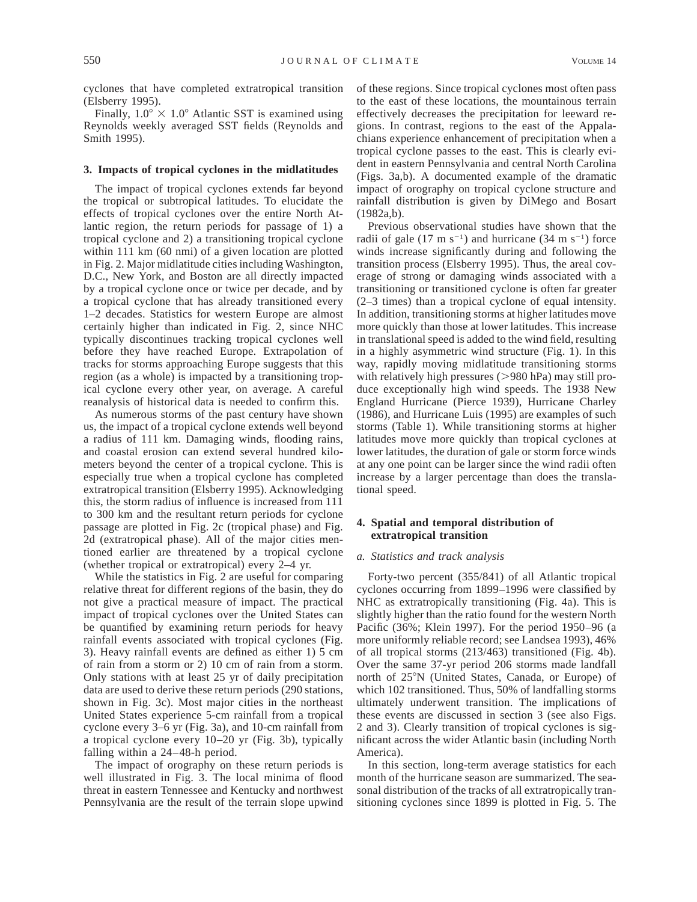cyclones that have completed extratropical transition (Elsberry 1995).

Finally, $1.0° \times 1.0°$ Atlantic SST is examined using Reynolds weekly averaged SST fields (Reynolds and Smith 1995).

## 3. Impacts of tropical cyclones in the midlatitudes

The impact of tropical cyclones extends far beyond the tropical or subtropical latitudes. To elucidate the effects of tropical cyclones over the entire North Atlantic region, the return periods for passage of 1) a tropical cyclone and 2) a transitioning tropical cyclone within 111 km (60 nmi) of a given location are plotted in Fig. 2. Major midlatitude cities including Washington, D.C., New York, and Boston are all directly impacted by a tropical cyclone once or twice per decade, and by a tropical cyclone that has already transitioned every 1–2 decades. Statistics for western Europe are almost certainly higher than indicated in Fig. 2, since NHC typically discontinues tracking tropical cyclones well before they have reached Europe. Extrapolation of tracks for storms approaching Europe suggests that this region (as a whole) is impacted by a transitioning tropical cyclone every other year, on average. A careful reanalysis of historical data is needed to confirm this.

As numerous storms of the past century have shown us, the impact of a tropical cyclone extends well beyond a radius of 111 km. Damaging winds, flooding rains, and coastal erosion can extend several hundred kilometers beyond the center of a tropical cyclone. This is especially true when a tropical cyclone has completed extratropical transition (Elsberry 1995). Acknowledging this, the storm radius of influence is increased from 111 to 300 km and the resultant return periods for cyclone passage are plotted in Fig. 2c (tropical phase) and Fig. 2d (extratropical phase). All of the major cities mentioned earlier are threatened by a tropical cyclone (whether tropical or extratropical) every 2–4 yr.

While the statistics in Fig. 2 are useful for comparing relative threat for different regions of the basin, they do not give a practical measure of impact. The practical impact of tropical cyclones over the United States can be quantified by examining return periods for heavy rainfall events associated with tropical cyclones (Fig. 3). Heavy rainfall events are defined as either 1) 5 cm of rain from a storm or 2) 10 cm of rain from a storm. Only stations with at least 25 yr of daily precipitation data are used to derive these return periods (290 stations, shown in Fig. 3c). Most major cities in the northeast United States experience 5-cm rainfall from a tropical cyclone every 3–6 yr (Fig. 3a), and 10-cm rainfall from a tropical cyclone every 10–20 yr (Fig. 3b), typically falling within a 24–48-h period.

The impact of orography on these return periods is well illustrated in Fig. 3. The local minima of flood threat in eastern Tennessee and Kentucky and northwest Pennsylvania are the result of the terrain slope upwind of these regions. Since tropical cyclones most often pass to the east of these locations, the mountainous terrain effectively decreases the precipitation for leeward regions. In contrast, regions to the east of the Appalachians experience enhancement of precipitation when a tropical cyclone passes to the east. This is clearly evident in eastern Pennsylvania and central North Carolina (Figs. 3a,b). A documented example of the dramatic impact of orography on tropical cyclone structure and rainfall distribution is given by DiMego and Bosart (1982a,b).

Previous observational studies have shown that the radii of gale (17 m s$^{-1}$) and hurricane (34 m s$^{-1}$) force winds increase significantly during and following the transition process (Elsberry 1995). Thus, the areal coverage of strong or damaging winds associated with a transitioning or transitioned cyclone is often far greater (2–3 times) than a tropical cyclone of equal intensity. In addition, transitioning storms at higher latitudes move more quickly than those at lower latitudes. This increase in translational speed is added to the wind field, resulting in a highly asymmetric wind structure (Fig. 1). In this way, rapidly moving midlatitude transitioning storms with relatively high pressures (>980 hPa) may still produce exceptionally high wind speeds. The 1938 New England Hurricane (Pierce 1939), Hurricane Charley (1986), and Hurricane Luis (1995) are examples of such storms (Table 1). While transitioning storms at higher latitudes move more quickly than tropical cyclones at lower latitudes, the duration of gale or storm force winds at any one point can be larger since the wind radii often increase by a larger percentage than does the translational speed.

## 4. Spatial and temporal distribution of extratropical transition

### *a. Statistics and track analysis*

Forty-two percent (355/841) of all Atlantic tropical cyclones occurring from 1899–1996 were classified by NHC as extratropically transitioning (Fig. 4a). This is slightly higher than the ratio found for the western North Pacific (36%; Klein 1997). For the period 1950–96 (a more uniformly reliable record; see Landsea 1993), 46% of all tropical storms (213/463) transitioned (Fig. 4b). Over the same 37-yr period 206 storms made landfall north of 25°N (United States, Canada, or Europe) of which 102 transitioned. Thus, 50% of landfalling storms ultimately underwent transition. The implications of these events are discussed in section 3 (see also Figs. 2 and 3). Clearly transition of tropical cyclones is significant across the wider Atlantic basin (including North America).

In this section, long-term average statistics for each month of the hurricane season are summarized. The seasonal distribution of the tracks of all extratropically transitioning cyclones since 1899 is plotted in Fig. 5. The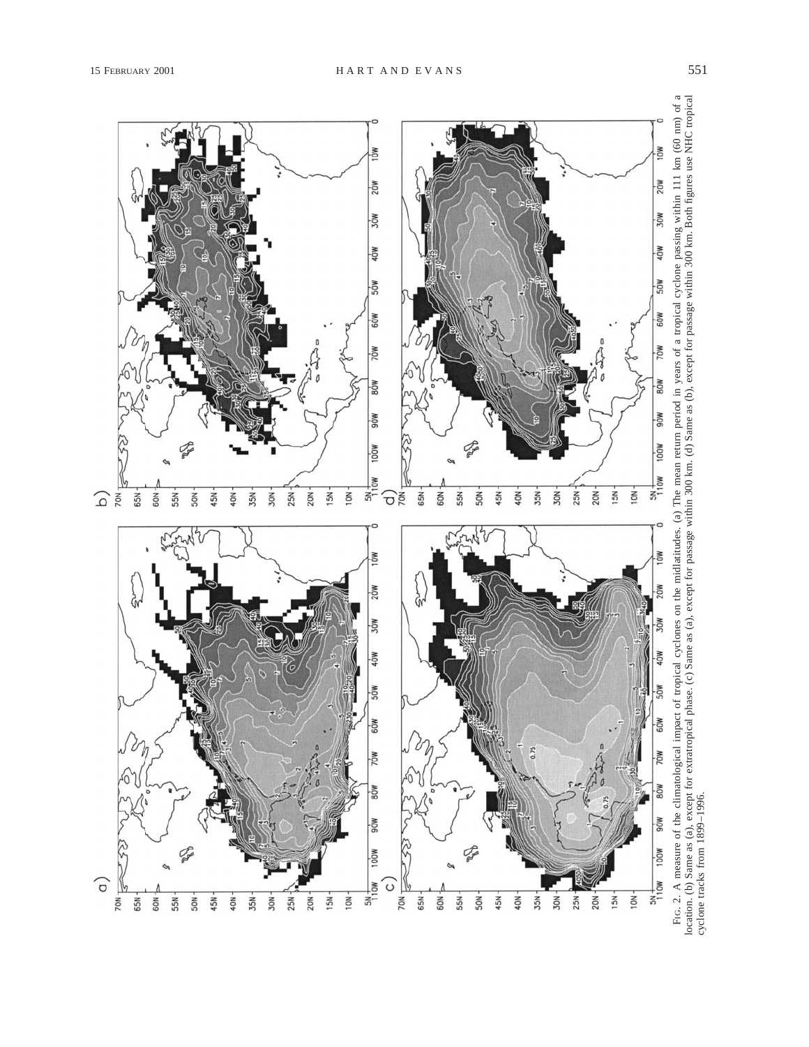FIG. 2. A measure of the climatological impact of tropical cyclones on the midlatitudes. (a) The mean return period in years of a tropical cyclone passing within 111 km (60 nm) of a location. (b) Same as (a), except for extratropical phase. (c) Same as (a), except for passage within 300 km. (d) Same as (b), except for passage within 300 km. Both figures use NHC tropical cyclone tracks from 1899–1996.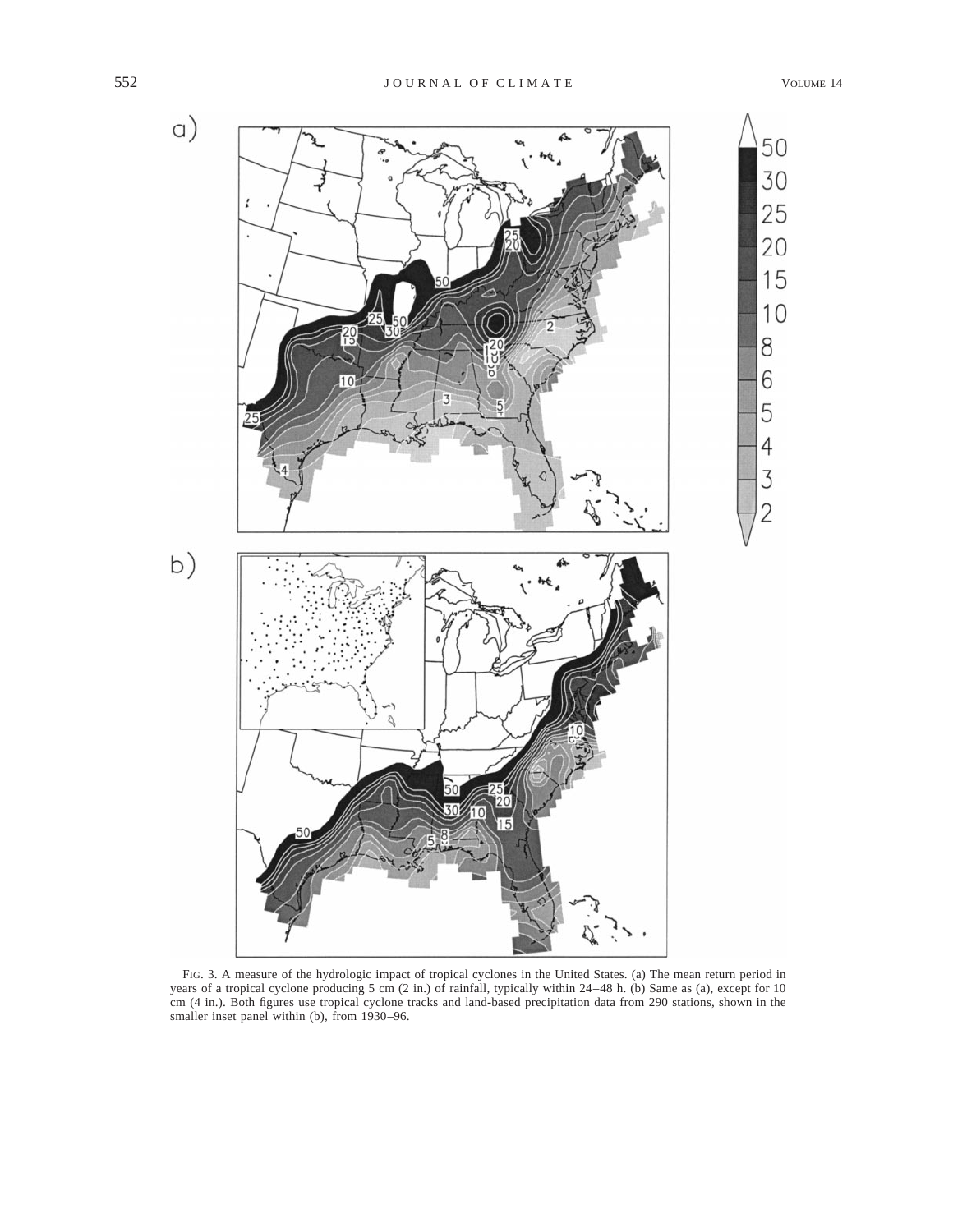FIG. 3. A measure of the hydrologic impact of tropical cyclones in the United States. (a) The mean return period in years of a tropical cyclone producing 5 cm (2 in.) of rainfall, typically within 24–48 h. (b) Same as (a), except for 10 cm (4 in.). Both figures use tropical cyclone tracks and land-based precipitation data from 290 stations, shown in the smaller inset panel within (b), from 1930–96.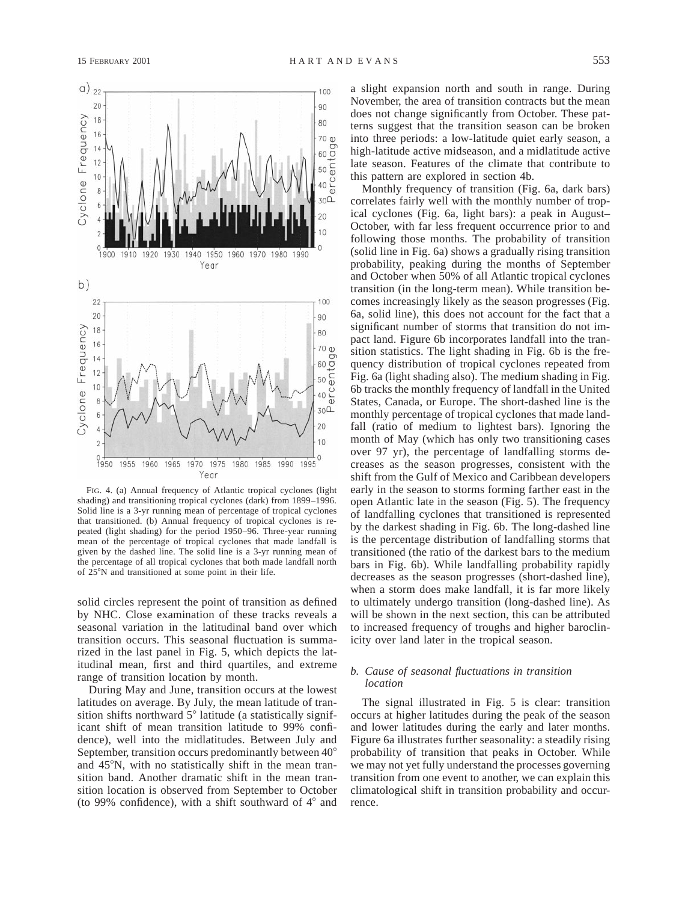FIG. 4. (a) Annual frequency of Atlantic tropical cyclones (light shading) and transitioning tropical cyclones (dark) from 1899–1996. Solid line is a 3-yr running mean of percentage of tropical cyclones that transitioned. (b) Annual frequency of tropical cyclones is repeated (light shading) for the period 1950–96. Three-year running mean of the percentage of tropical cyclones that made landfall is given by the dashed line. The solid line is a 3-yr running mean of the percentage of all tropical cyclones that both made landfall north of 25°N and transitioned at some point in their life.

solid circles represent the point of transition as defined by NHC. Close examination of these tracks reveals a seasonal variation in the latitudinal band over which transition occurs. This seasonal fluctuation is summarized in the last panel in Fig. 5, which depicts the latitudinal mean, first and third quartiles, and extreme range of transition location by month.

During May and June, transition occurs at the lowest latitudes on average. By July, the mean latitude of transition shifts northward 5° latitude (a statistically significant shift of mean transition latitude to 99% confidence), well into the midlatitudes. Between July and September, transition occurs predominantly between 40° and 45°N, with no statistically shift in the mean transition band. Another dramatic shift in the mean transition location is observed from September to October (to 99% confidence), with a shift southward of 4° and a slight expansion north and south in range. During November, the area of transition contracts but the mean does not change significantly from October. These patterns suggest that the transition season can be broken into three periods: a low-latitude quiet early season, a high-latitude active midseason, and a midlatitude active late season. Features of the climate that contribute to this pattern are explored in section 4b.

Monthly frequency of transition (Fig. 6a, dark bars) correlates fairly well with the monthly number of tropical cyclones (Fig. 6a, light bars): a peak in August–October, with far less frequent occurrence prior to and following those months. The probability of transition (solid line in Fig. 6a) shows a gradually rising transition probability, peaking during the months of September and October when 50% of all Atlantic tropical cyclones transition (in the long-term mean). While transition becomes increasingly likely as the season progresses (Fig. 6a, solid line), this does not account for the fact that a significant number of storms that transition do not impact land. Figure 6b incorporates landfall into the transition statistics. The light shading in Fig. 6b is the frequency distribution of tropical cyclones repeated from Fig. 6a (light shading also). The medium shading in Fig. 6b tracks the monthly frequency of landfall in the United States, Canada, or Europe. The short-dashed line is the monthly percentage of tropical cyclones that made landfall (ratio of medium to lightest bars). Ignoring the month of May (which has only two transitioning cases over 97 yr), the percentage of landfalling storms decreases as the season progresses, consistent with the shift from the Gulf of Mexico and Caribbean developers early in the season to storms forming farther east in the open Atlantic late in the season (Fig. 5). The frequency of landfalling cyclones that transitioned is represented by the darkest shading in Fig. 6b. The long-dashed line is the percentage distribution of landfalling storms that transitioned (the ratio of the darkest bars to the medium bars in Fig. 6b). While landfalling probability rapidly decreases as the season progresses (short-dashed line), when a storm does make landfall, it is far more likely to ultimately undergo transition (long-dashed line). As will be shown in the next section, this can be attributed to increased frequency of troughs and higher baroclinicity over land later in the tropical season.

### *b. Cause of seasonal fluctuations in transition location*

The signal illustrated in Fig. 5 is clear: transition occurs at higher latitudes during the peak of the season and lower latitudes during the early and later months. Figure 6a illustrates further seasonality: a steadily rising probability of transition that peaks in October. While we may not yet fully understand the processes governing transition from one event to another, we can explain this climatological shift in transition probability and occurrence.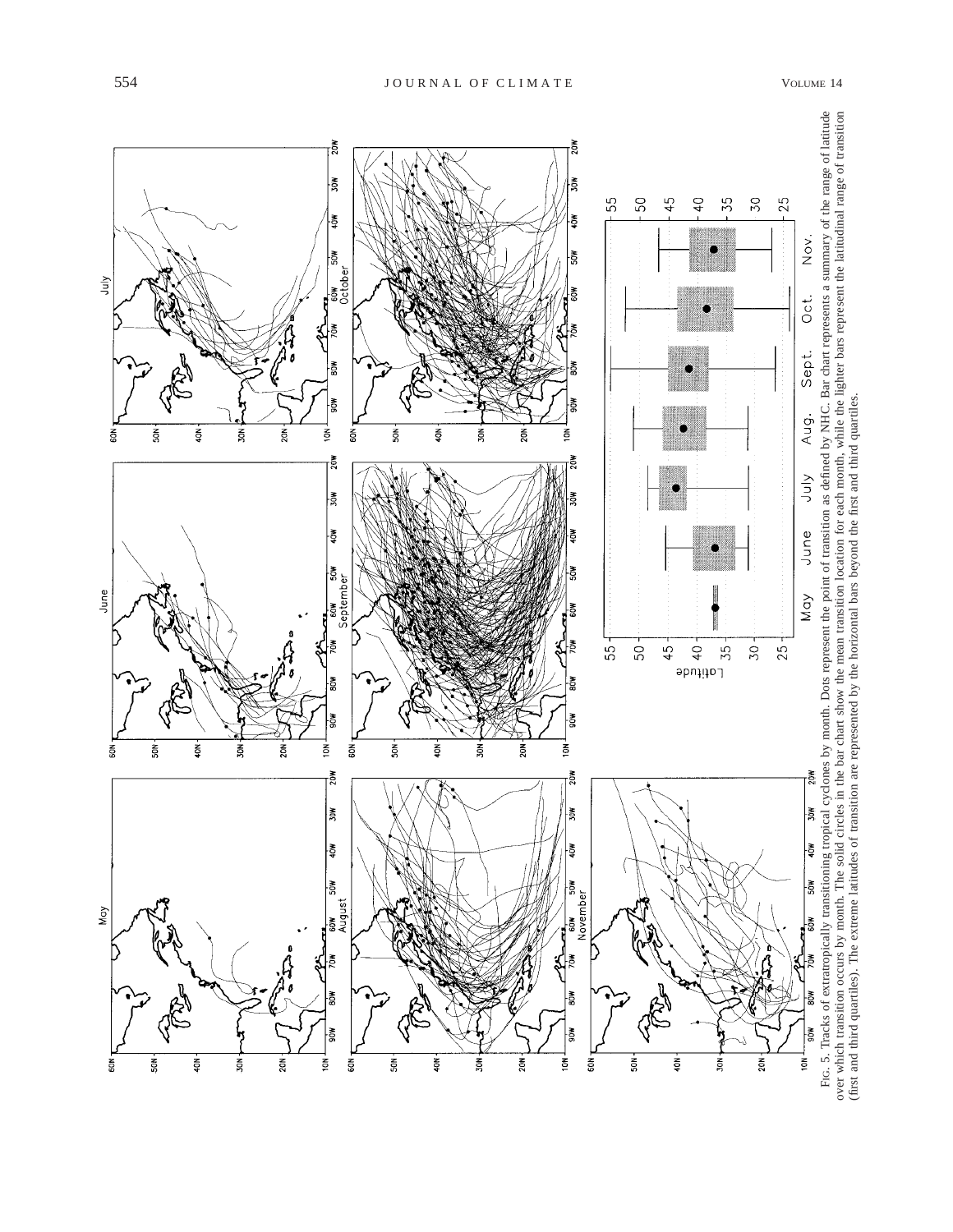FIG. 5. Tracks of extratropically transitioning tropical cyclones by month. Dots represent the point of transition as defined by NHC. Bar chart represents a summary of the range of latitude over which transition occurs by month. The solid circles in the bar chart show the mean transition location for each month, while the lighter bars represent the latitudinal range of transition (first and third quartiles). The extreme latitudes of transition are represented by the horizontal bars beyond the first and third quartiles.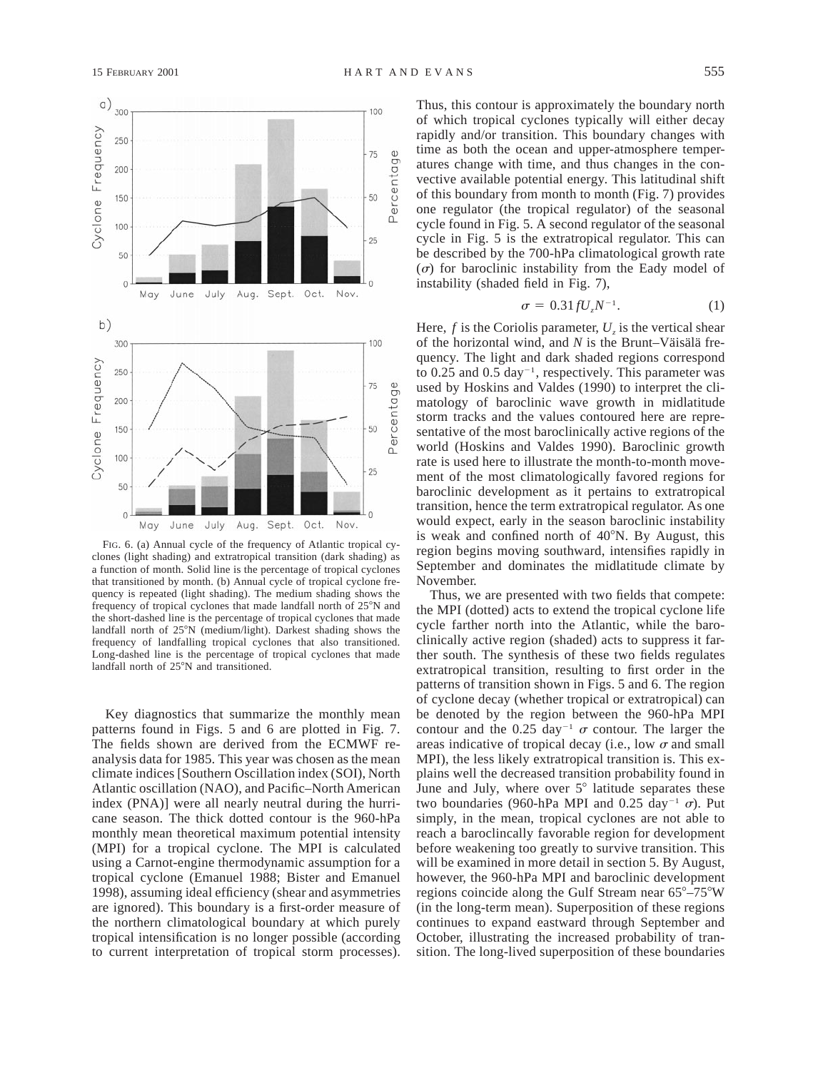FIG. 6. (a) Annual cycle of the frequency of Atlantic tropical cyclones (light shading) and extratropical transition (dark shading) as a function of month. Solid line is the percentage of tropical cyclones that transitioned by month. (b) Annual cycle of tropical cyclone frequency is repeated (light shading). The medium shading shows the frequency of tropical cyclones that made landfall north of 25°N and the short-dashed line is the percentage of tropical cyclones that made landfall north of 25°N (medium/light). Darkest shading shows the frequency of landfalling tropical cyclones that also transitioned. Long-dashed line is the percentage of tropical cyclones that made landfall north of 25°N and transitioned.

Key diagnostics that summarize the monthly mean patterns found in Figs. 5 and 6 are plotted in Fig. 7. The fields shown are derived from the ECMWF reanalysis data for 1985. This year was chosen as the mean climate indices [Southern Oscillation index (SOI), North Atlantic oscillation (NAO), and Pacific–North American index (PNA)] were all nearly neutral during the hurricane season. The thick dotted contour is the 960-hPa monthly mean theoretical maximum potential intensity (MPI) for a tropical cyclone. The MPI is calculated using a Carnot-engine thermodynamic assumption for a tropical cyclone (Emanuel 1988; Bister and Emanuel 1998), assuming ideal efficiency (shear and asymmetries are ignored). This boundary is a first-order measure of the northern climatological boundary at which purely tropical intensification is no longer possible (according to current interpretation of tropical storm processes). Thus, this contour is approximately the boundary north of which tropical cyclones typically will either decay rapidly and/or transition. This boundary changes with time as both the ocean and upper-atmosphere temperatures change with time, and thus changes in the convective available potential energy. This latitudinal shift of this boundary from month to month (Fig. 7) provides one regulator (the tropical regulator) of the seasonal cycle found in Fig. 5. A second regulator of the seasonal cycle in Fig. 5 is the extratropical regulator. This can be described by the 700-hPa climatological growth rate ($\sigma$) for baroclinic instability from the Eady model of instability (shaded field in Fig. 7),

$$\sigma = 0.31 f U_z N^{-1}. \qquad (1)$$

Here, $f$ is the Coriolis parameter, $U_z$ is the vertical shear of the horizontal wind, and $N$ is the Brunt–Väisälä frequency. The light and dark shaded regions correspond to 0.25 and 0.5 day$^{-1}$, respectively. This parameter was used by Hoskins and Valdes (1990) to interpret the climatology of baroclinic wave growth in midlatitude storm tracks and the values contoured here are representative of the most baroclinically active regions of the world (Hoskins and Valdes 1990). Baroclinic growth rate is used here to illustrate the month-to-month movement of the most climatologically favored regions for baroclinic development as it pertains to extratropical transition, hence the term extratropical regulator. As one would expect, early in the season baroclinic instability is weak and confined north of 40°N. By August, this region begins moving southward, intensifies rapidly in September and dominates the midlatitude climate by November.

Thus, we are presented with two fields that compete: the MPI (dotted) acts to extend the tropical cyclone life cycle farther north into the Atlantic, while the baroclinically active region (shaded) acts to suppress it farther south. The synthesis of these two fields regulates extratropical transition, resulting to first order in the patterns of transition shown in Figs. 5 and 6. The region of cyclone decay (whether tropical or extratropical) can be denoted by the region between the 960-hPa MPI contour and the 0.25 day$^{-1}$ $\sigma$ contour. The larger the areas indicative of tropical decay (i.e., low $\sigma$ and small MPI), the less likely extratropical transition is. This explains well the decreased transition probability found in June and July, where over 5° latitude separates these two boundaries (960-hPa MPI and 0.25 day$^{-1}$ $\sigma$). Put simply, in the mean, tropical cyclones are not able to reach a baroclincally favorable region for development before weakening too greatly to survive transition. This will be examined in more detail in section 5. By August, however, the 960-hPa MPI and baroclinic development regions coincide along the Gulf Stream near 65°–75°W (in the long-term mean). Superposition of these regions continues to expand eastward through September and October, illustrating the increased probability of transition. The long-lived superposition of these boundaries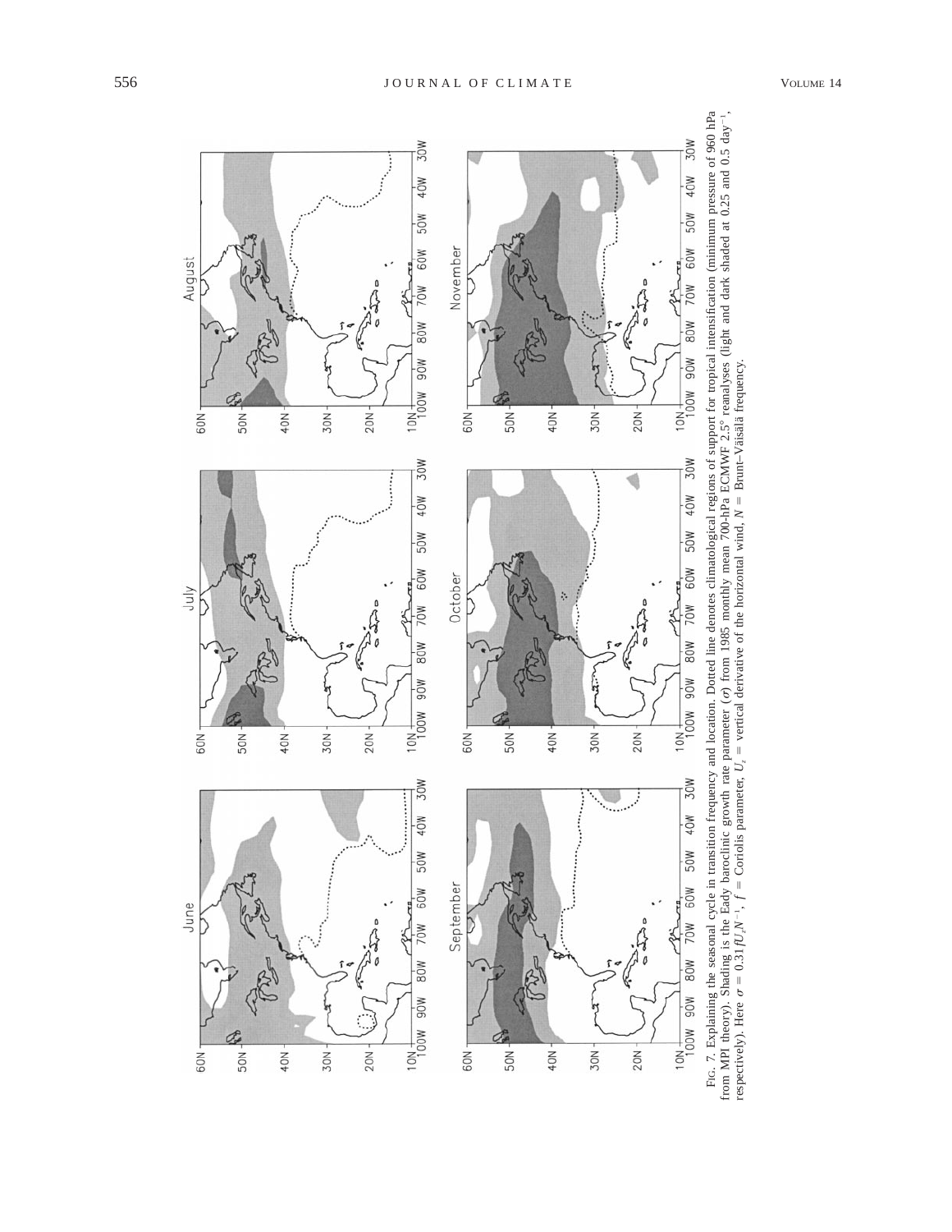FIG. 7. Explaining the seasonal cycle in transition frequency and location. Dotted line denotes climatological regions of support for tropical intensification (minimum pressure of 960 hPa from MPI theory). Shading is the Eady baroclinic growth rate parameter ($\sigma$) from 1985 monthly mean 700-hPa ECMWF 2.5° reanalyses (light and dark shaded at 0.25 and 0.5 day$^{-1}$, respectively). Here $\sigma = 0.31 f U_z N^{-1}$, $f$ = Coriolis parameter, $U_z$ = vertical derivative of the horizontal wind, $N$ = Brunt–Väisälä frequency.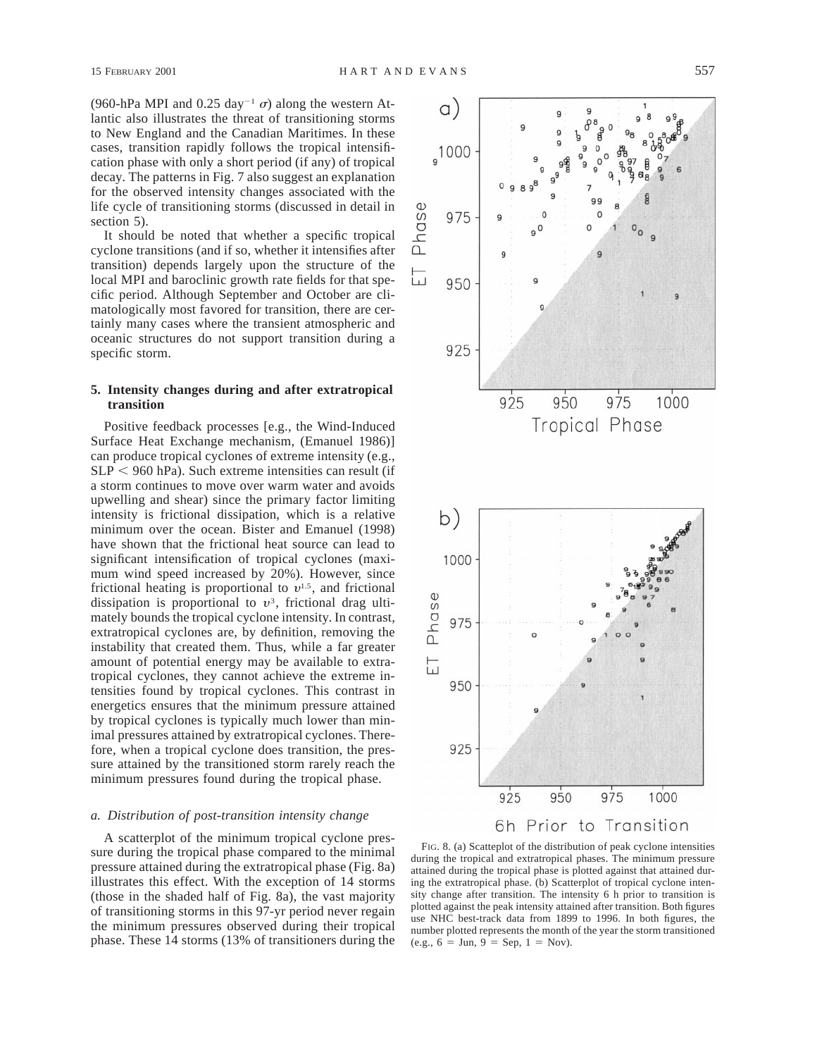(960-hPa MPI and 0.25 day$^{-1}$ $\sigma$) along the western Atlantic also illustrates the threat of transitioning storms to New England and the Canadian Maritimes. In these cases, transition rapidly follows the tropical intensification phase with only a short period (if any) of tropical decay. The patterns in Fig. 7 also suggest an explanation for the observed intensity changes associated with the life cycle of transitioning storms (discussed in detail in section 5).

It should be noted that whether a specific tropical cyclone transitions (and if so, whether it intensifies after transition) depends largely upon the structure of the local MPI and baroclinic growth rate fields for that specific period. Although September and October are climatologically most favored for transition, there are certainly many cases where the transient atmospheric and oceanic structures do not support transition during a specific storm.

## 5. Intensity changes during and after extratropical transition

Positive feedback processes [e.g., the Wind-Induced Surface Heat Exchange mechanism, (Emanuel 1986)] can produce tropical cyclones of extreme intensity (e.g., SLP < 960 hPa). Such extreme intensities can result (if a storm continues to move over warm water and avoids upwelling and shear) since the primary factor limiting intensity is frictional dissipation, which is a relative minimum over the ocean. Bister and Emanuel (1998) have shown that the frictional heat source can lead to significant intensification of tropical cyclones (maximum wind speed increased by 20%). However, since frictional heating is proportional to $v^{1.5}$, and frictional dissipation is proportional to $v^3$, frictional drag ultimately bounds the tropical cyclone intensity. In contrast, extratropical cyclones are, by definition, removing the instability that created them. Thus, while a far greater amount of potential energy may be available to extratropical cyclones, they cannot achieve the extreme intensities found by tropical cyclones. This contrast in energetics ensures that the minimum pressure attained by tropical cyclones is typically much lower than minimal pressures attained by extratropical cyclones. Therefore, when a tropical cyclone does transition, the pressure attained by the transitioned storm rarely reach the minimum pressures found during the tropical phase.

### *a. Distribution of post-transition intensity change*

A scatterplot of the minimum tropical cyclone pressure during the tropical phase compared to the minimal pressure attained during the extratropical phase (Fig. 8a) illustrates this effect. With the exception of 14 storms (those in the shaded half of Fig. 8a), the vast majority of transitioning storms in this 97-yr period never regain the minimum pressures observed during their tropical phase. These 14 storms (13% of transitioners during the

FIG. 8. (a) Scatteplot of the distribution of peak cyclone intensities during the tropical and extratropical phases. The minimum pressure attained during the tropical phase is plotted against that attained during the extratropical phase. (b) Scatterplot of tropical cyclone intensity change after transition. The intensity 6 h prior to transition is plotted against the peak intensity attained after transition. Both figures use NHC best-track data from 1899 to 1996. In both figures, the number plotted represents the month of the year the storm transitioned (e.g., 6 = Jun, 9 = Sep, 1 = Nov).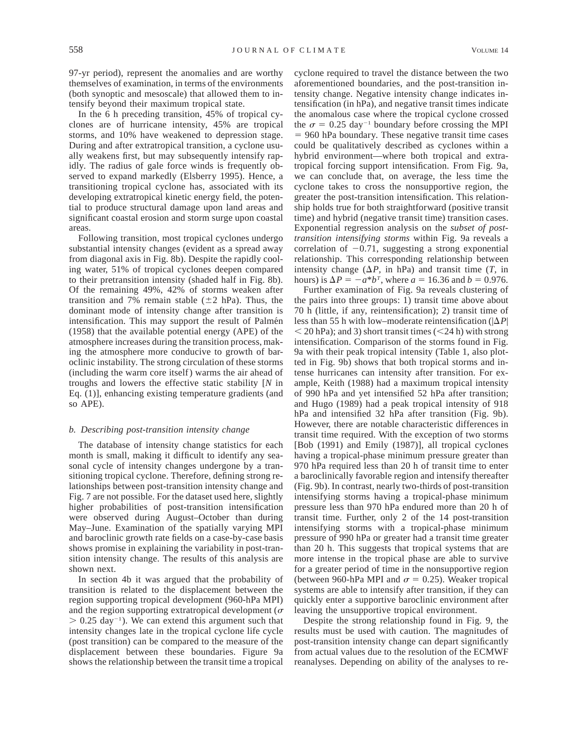97-yr period), represent the anomalies and are worthy themselves of examination, in terms of the environments (both synoptic and mesoscale) that allowed them to intensify beyond their maximum tropical state.

In the 6 h preceding transition, 45% of tropical cyclones are of hurricane intensity, 45% are tropical storms, and 10% have weakened to depression stage. During and after extratropical transition, a cyclone usually weakens first, but may subsequently intensify rapidly. The radius of gale force winds is frequently observed to expand markedly (Elsberry 1995). Hence, a transitioning tropical cyclone has, associated with its developing extratropical kinetic energy field, the potential to produce structural damage upon land areas and significant coastal erosion and storm surge upon coastal areas.

Following transition, most tropical cyclones undergo substantial intensity changes (evident as a spread away from diagonal axis in Fig. 8b). Despite the rapidly cooling water, 51% of tropical cyclones deepen compared to their pretransition intensity (shaded half in Fig. 8b). Of the remaining 49%, 42% of storms weaken after transition and 7% remain stable ($\pm 2$ hPa). Thus, the dominant mode of intensity change after transition is intensification. This may support the result of Palmén (1958) that the available potential energy (APE) of the atmosphere increases during the transition process, making the atmosphere more conducive to growth of baroclinic instability. The strong circulation of these storms (including the warm core itself) warms the air ahead of troughs and lowers the effective static stability [$N$ in Eq. (1)], enhancing existing temperature gradients (and so APE).

### *b. Describing post-transition intensity change*

The database of intensity change statistics for each month is small, making it difficult to identify any seasonal cycle of intensity changes undergone by a transitioning tropical cyclone. Therefore, defining strong relationships between post-transition intensity change and Fig. 7 are not possible. For the dataset used here, slightly higher probabilities of post-transition intensification were observed during August–October than during May–June. Examination of the spatially varying MPI and baroclinic growth rate fields on a case-by-case basis shows promise in explaining the variability in post-transition intensity change. The results of this analysis are shown next.

In section 4b it was argued that the probability of transition is related to the displacement between the region supporting tropical development (960-hPa MPI) and the region supporting extratropical development ($\sigma > 0.25$ day$^{-1}$). We can extend this argument such that intensity changes late in the tropical cyclone life cycle (post transition) can be compared to the measure of the displacement between these boundaries. Figure 9a shows the relationship between the transit time a tropical cyclone required to travel the distance between the two aforementioned boundaries, and the post-transition intensity change. Negative intensity change indicates intensification (in hPa), and negative transit times indicate the anomalous case where the tropical cyclone crossed the $\sigma = 0.25$ day$^{-1}$ boundary before crossing the MPI $= 960$ hPa boundary. These negative transit time cases could be qualitatively described as cyclones within a hybrid environment—where both tropical and extratropical forcing support intensification. From Fig. 9a, we can conclude that, on average, the less time the cyclone takes to cross the nonsupportive region, the greater the post-transition intensification. This relationship holds true for both straightforward (positive transit time) and hybrid (negative transit time) transition cases. Exponential regression analysis on the *subset of post-transition intensifying storms* within Fig. 9a reveals a correlation of $-0.71$, suggesting a strong exponential relationship. This corresponding relationship between intensity change ($\Delta P$, in hPa) and transit time ($T$, in hours) is $\Delta P = -a{*}b^T$, where $a = 16.36$ and $b = 0.976$.

Further examination of Fig. 9a reveals clustering of the pairs into three groups: 1) transit time above about 70 h (little, if any, reintensification); 2) transit time of less than 55 h with low–moderate reintensification ($|\Delta P| < 20$ hPa); and 3) short transit times ($<24$ h) with strong intensification. Comparison of the storms found in Fig. 9a with their peak tropical intensity (Table 1, also plotted in Fig. 9b) shows that both tropical storms and intense hurricanes can intensity after transition. For example, Keith (1988) had a maximum tropical intensity of 990 hPa and yet intensified 52 hPa after transition; and Hugo (1989) had a peak tropical intensity of 918 hPa and intensified 32 hPa after transition (Fig. 9b). However, there are notable characteristic differences in transit time required. With the exception of two storms [Bob (1991) and Emily (1987)], all tropical cyclones having a tropical-phase minimum pressure greater than 970 hPa required less than 20 h of transit time to enter a baroclinically favorable region and intensify thereafter (Fig. 9b). In contrast, nearly two-thirds of post-transition intensifying storms having a tropical-phase minimum pressure less than 970 hPa endured more than 20 h of transit time. Further, only 2 of the 14 post-transition intensifying storms with a tropical-phase minimum pressure of 990 hPa or greater had a transit time greater than 20 h. This suggests that tropical systems that are more intense in the tropical phase are able to survive for a greater period of time in the nonsupportive region (between 960-hPa MPI and $\sigma = 0.25$). Weaker tropical systems are able to intensify after transition, if they can quickly enter a supportive baroclinic environment after leaving the unsupportive tropical environment.

Despite the strong relationship found in Fig. 9, the results must be used with caution. The magnitudes of post-transition intensity change can depart significantly from actual values due to the resolution of the ECMWF reanalyses. Depending on ability of the analyses to re-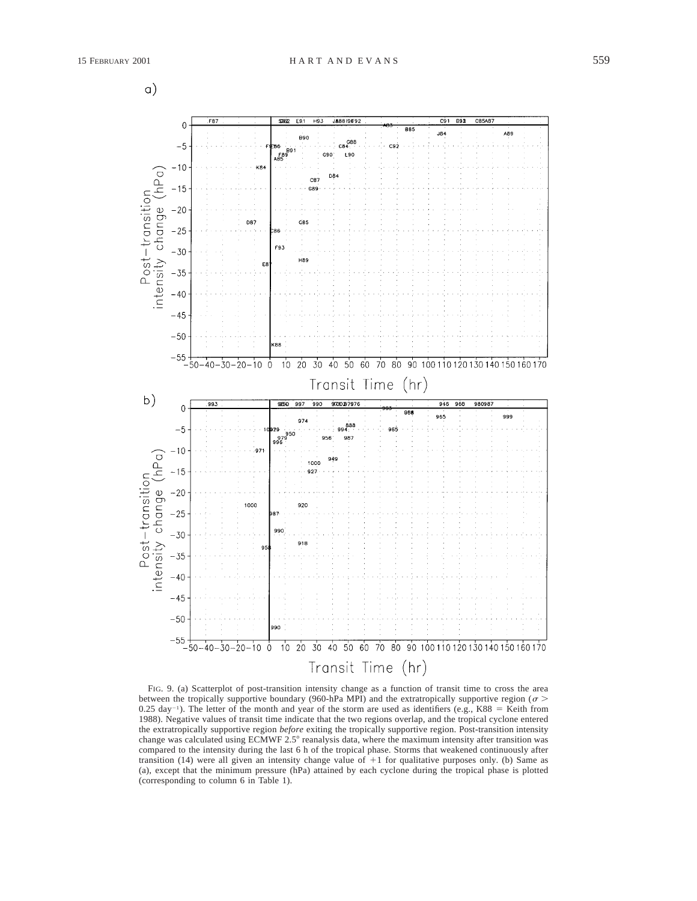FIG. 9. (a) Scatterplot of post-transition intensity change as a function of transit time to cross the area between the tropically supportive boundary (960-hPa MPI) and the extratropically supportive region ($\sigma > 0.25$ day$^{-1}$). The letter of the month and year of the storm are used as identifiers (e.g., K88 = Keith from 1988). Negative values of transit time indicate that the two regions overlap, and the tropical cyclone entered the extratropically supportive region *before* exiting the tropically supportive region. Post-transition intensity change was calculated using ECMWF 2.5° reanalysis data, where the maximum intensity after transition was compared to the intensity during the last 6 h of the tropical phase. Storms that weakened continuously after transition (14) were all given an intensity change value of +1 for qualitative purposes only. (b) Same as (a), except that the minimum pressure (hPa) attained by each cyclone during the tropical phase is plotted (corresponding to column 6 in Table 1).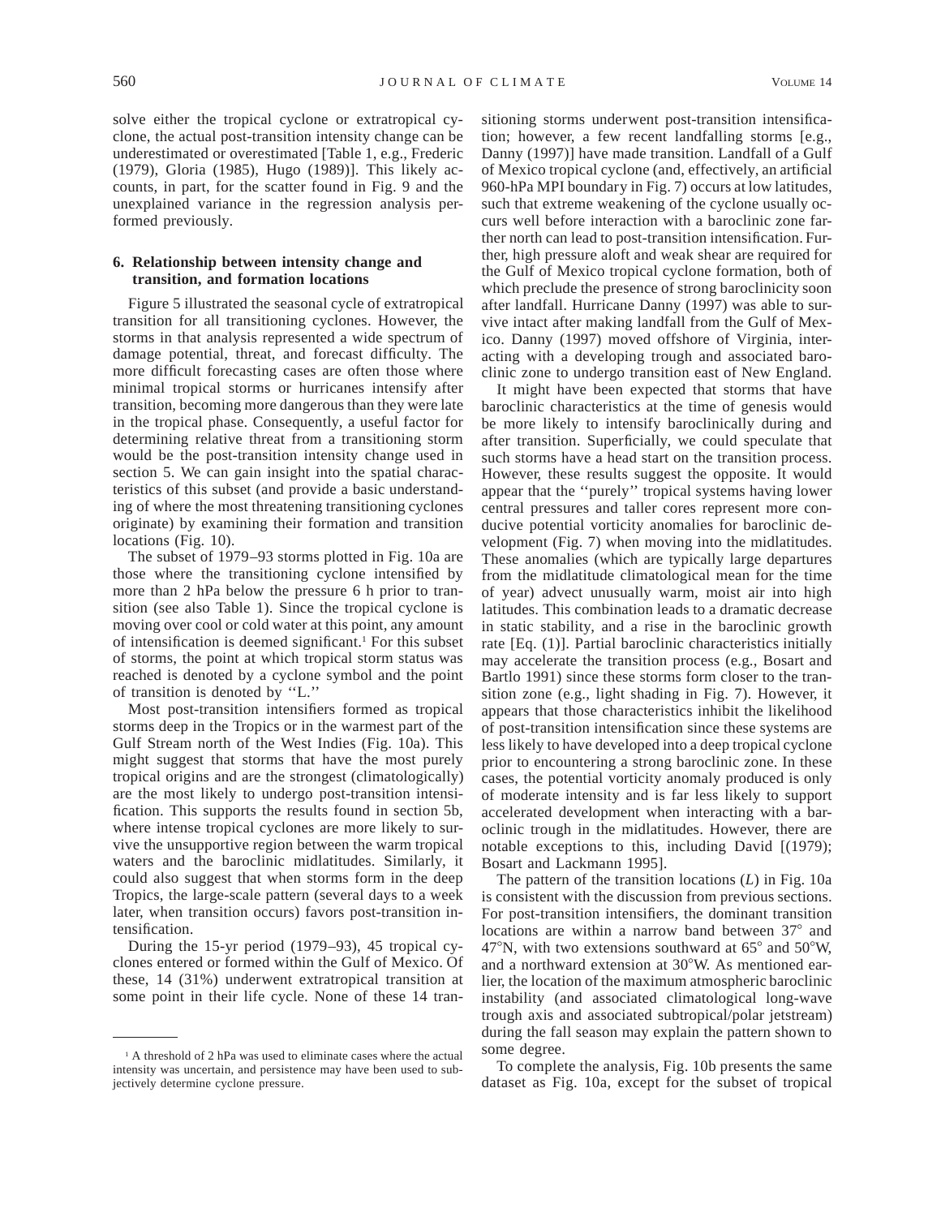solve either the tropical cyclone or extratropical cyclone, the actual post-transition intensity change can be underestimated or overestimated [Table 1, e.g., Frederic (1979), Gloria (1985), Hugo (1989)]. This likely accounts, in part, for the scatter found in Fig. 9 and the unexplained variance in the regression analysis performed previously.

## 6. Relationship between intensity change and transition, and formation locations

Figure 5 illustrated the seasonal cycle of extratropical transition for all transitioning cyclones. However, the storms in that analysis represented a wide spectrum of damage potential, threat, and forecast difficulty. The more difficult forecasting cases are often those where minimal tropical storms or hurricanes intensify after transition, becoming more dangerous than they were late in the tropical phase. Consequently, a useful factor for determining relative threat from a transitioning storm would be the post-transition intensity change used in section 5. We can gain insight into the spatial characteristics of this subset (and provide a basic understanding of where the most threatening transitioning cyclones originate) by examining their formation and transition locations (Fig. 10).

The subset of 1979–93 storms plotted in Fig. 10a are those where the transitioning cyclone intensified by more than 2 hPa below the pressure 6 h prior to transition (see also Table 1). Since the tropical cyclone is moving over cool or cold water at this point, any amount of intensification is deemed significant.[1] For this subset of storms, the point at which tropical storm status was reached is denoted by a cyclone symbol and the point of transition is denoted by ''L.''

Most post-transition intensifiers formed as tropical storms deep in the Tropics or in the warmest part of the Gulf Stream north of the West Indies (Fig. 10a). This might suggest that storms that have the most purely tropical origins and are the strongest (climatologically) are the most likely to undergo post-transition intensification. This supports the results found in section 5b, where intense tropical cyclones are more likely to survive the unsupportive region between the warm tropical waters and the baroclinic midlatitudes. Similarly, it could also suggest that when storms form in the deep Tropics, the large-scale pattern (several days to a week later, when transition occurs) favors post-transition intensification.

During the 15-yr period (1979–93), 45 tropical cyclones entered or formed within the Gulf of Mexico. Of these, 14 (31%) underwent extratropical transition at some point in their life cycle. None of these 14 transitioning storms underwent post-transition intensification; however, a few recent landfalling storms [e.g., Danny (1997)] have made transition. Landfall of a Gulf of Mexico tropical cyclone (and, effectively, an artificial 960-hPa MPI boundary in Fig. 7) occurs at low latitudes, such that extreme weakening of the cyclone usually occurs well before interaction with a baroclinic zone farther north can lead to post-transition intensification. Further, high pressure aloft and weak shear are required for the Gulf of Mexico tropical cyclone formation, both of which preclude the presence of strong baroclinicity soon after landfall. Hurricane Danny (1997) was able to survive intact after making landfall from the Gulf of Mexico. Danny (1997) moved offshore of Virginia, interacting with a developing trough and associated baroclinic zone to undergo transition east of New England.

It might have been expected that storms that have baroclinic characteristics at the time of genesis would be more likely to intensify baroclinically during and after transition. Superficially, we could speculate that such storms have a head start on the transition process. However, these results suggest the opposite. It would appear that the ''purely'' tropical systems having lower central pressures and taller cores represent more conducive potential vorticity anomalies for baroclinic development (Fig. 7) when moving into the midlatitudes. These anomalies (which are typically large departures from the midlatitude climatological mean for the time of year) advect unusually warm, moist air into high latitudes. This combination leads to a dramatic decrease in static stability, and a rise in the baroclinic growth rate [Eq. (1)]. Partial baroclinic characteristics initially may accelerate the transition process (e.g., Bosart and Bartlo 1991) since these storms form closer to the transition zone (e.g., light shading in Fig. 7). However, it appears that those characteristics inhibit the likelihood of post-transition intensification since these systems are less likely to have developed into a deep tropical cyclone prior to encountering a strong baroclinic zone. In these cases, the potential vorticity anomaly produced is only of moderate intensity and is far less likely to support accelerated development when interacting with a baroclinic trough in the midlatitudes. However, there are notable exceptions to this, including David [(1979); Bosart and Lackmann 1995].

The pattern of the transition locations (*L*) in Fig. 10a is consistent with the discussion from previous sections. For post-transition intensifiers, the dominant transition locations are within a narrow band between 37° and 47°N, with two extensions southward at 65° and 50°W, and a northward extension at 30°W. As mentioned earlier, the location of the maximum atmospheric baroclinic instability (and associated climatological long-wave trough axis and associated subtropical/polar jetstream) during the fall season may explain the pattern shown to some degree.

To complete the analysis, Fig. 10b presents the same dataset as Fig. 10a, except for the subset of tropical

---

[1] A threshold of 2 hPa was used to eliminate cases where the actual intensity was uncertain, and persistence may have been used to subjectively determine cyclone pressure.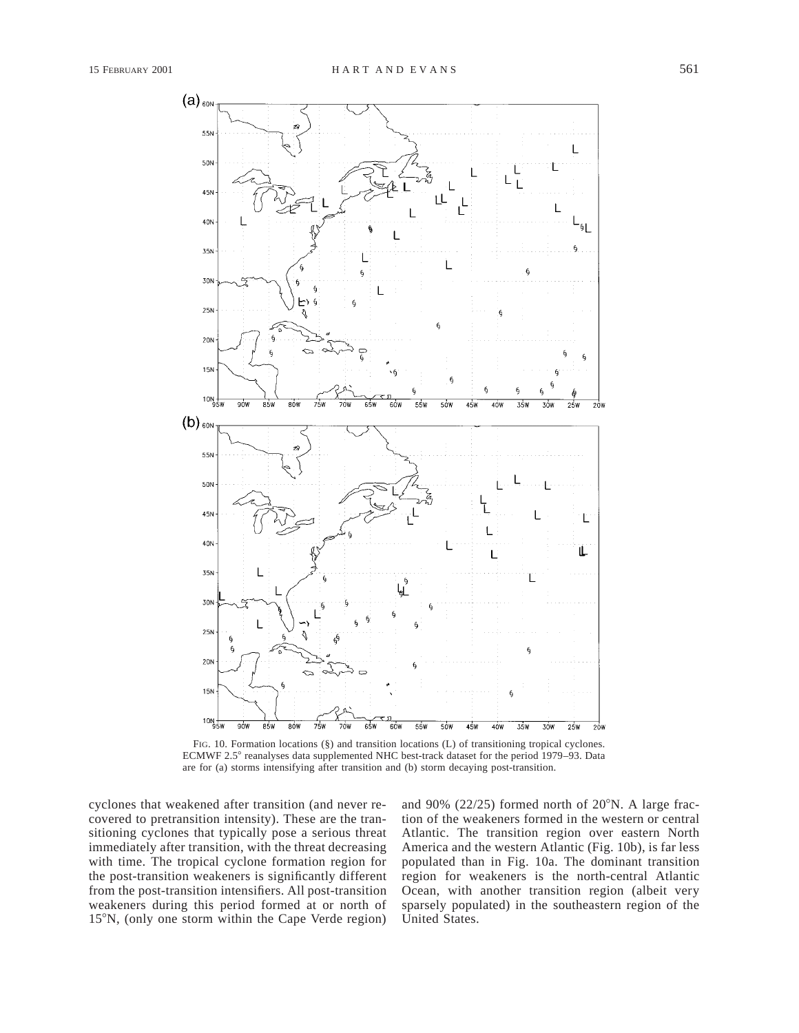FIG. 10. Formation locations (§) and transition locations (L) of transitioning tropical cyclones. ECMWF 2.5° reanalyses data supplemented NHC best-track dataset for the period 1979–93. Data are for (a) storms intensifying after transition and (b) storm decaying post-transition.

cyclones that weakened after transition (and never recovered to pretransition intensity). These are the transitioning cyclones that typically pose a serious threat immediately after transition, with the threat decreasing with time. The tropical cyclone formation region for the post-transition weakeners is significantly different from the post-transition intensifiers. All post-transition weakeners during this period formed at or north of 15°N, (only one storm within the Cape Verde region) and 90% (22/25) formed north of 20°N. A large fraction of the weakeners formed in the western or central Atlantic. The transition region over eastern North America and the western Atlantic (Fig. 10b), is far less populated than in Fig. 10a. The dominant transition region for weakeners is the north-central Atlantic Ocean, with another transition region (albeit very sparsely populated) in the southeastern region of the United States.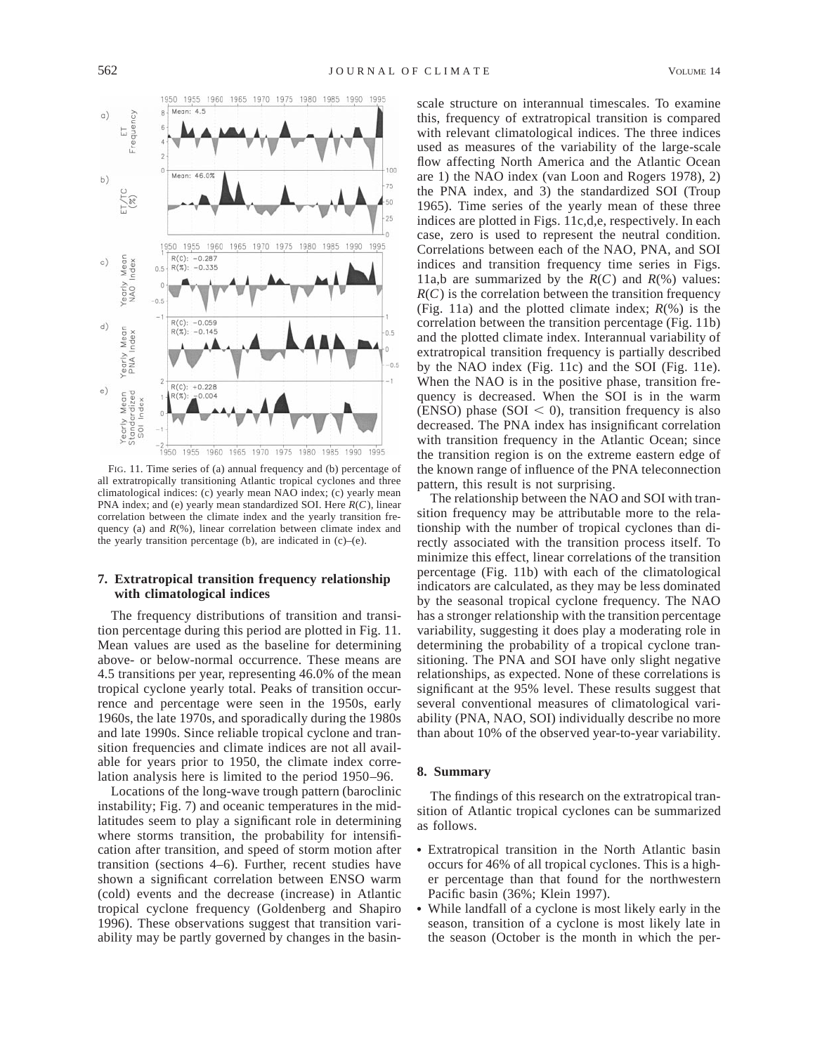FIG. 11. Time series of (a) annual frequency and (b) percentage of all extratropically transitioning Atlantic tropical cyclones and three climatological indices: (c) yearly mean NAO index; (c) yearly mean PNA index; and (e) yearly mean standardized SOI. Here $R(C)$, linear correlation between the climate index and the yearly transition frequency (a) and $R(\%)$, linear correlation between climate index and the yearly transition percentage (b), are indicated in (c)–(e).

## 7. Extratropical transition frequency relationship with climatological indices

The frequency distributions of transition and transition percentage during this period are plotted in Fig. 11. Mean values are used as the baseline for determining above- or below-normal occurrence. These means are 4.5 transitions per year, representing 46.0% of the mean tropical cyclone yearly total. Peaks of transition occurrence and percentage were seen in the 1950s, early 1960s, the late 1970s, and sporadically during the 1980s and late 1990s. Since reliable tropical cyclone and transition frequencies and climate indices are not all available for years prior to 1950, the climate index correlation analysis here is limited to the period 1950–96.

Locations of the long-wave trough pattern (baroclinic instability; Fig. 7) and oceanic temperatures in the midlatitudes seem to play a significant role in determining where storms transition, the probability for intensification after transition, and speed of storm motion after transition (sections 4–6). Further, recent studies have shown a significant correlation between ENSO warm (cold) events and the decrease (increase) in Atlantic tropical cyclone frequency (Goldenberg and Shapiro 1996). These observations suggest that transition variability may be partly governed by changes in the basin-scale structure on interannual timescales. To examine this, frequency of extratropical transition is compared with relevant climatological indices. The three indices used as measures of the variability of the large-scale flow affecting North America and the Atlantic Ocean are 1) the NAO index (van Loon and Rogers 1978), 2) the PNA index, and 3) the standardized SOI (Troup 1965). Time series of the yearly mean of these three indices are plotted in Figs. 11c,d,e, respectively. In each case, zero is used to represent the neutral condition. Correlations between each of the NAO, PNA, and SOI indices and transition frequency time series in Figs. 11a,b are summarized by the $R(C)$ and $R(\%)$ values: $R(C)$ is the correlation between the transition frequency (Fig. 11a) and the plotted climate index; $R(\%)$ is the correlation between the transition percentage (Fig. 11b) and the plotted climate index. Interannual variability of extratropical transition frequency is partially described by the NAO index (Fig. 11c) and the SOI (Fig. 11e). When the NAO is in the positive phase, transition frequency is decreased. When the SOI is in the warm (ENSO) phase ($\mathrm{SOI} < 0$), transition frequency is also decreased. The PNA index has insignificant correlation with transition frequency in the Atlantic Ocean; since the transition region is on the extreme eastern edge of the known range of influence of the PNA teleconnection pattern, this result is not surprising.

The relationship between the NAO and SOI with transition frequency may be attributable more to the relationship with the number of tropical cyclones than directly associated with the transition process itself. To minimize this effect, linear correlations of the transition percentage (Fig. 11b) with each of the climatological indicators are calculated, as they may be less dominated by the seasonal tropical cyclone frequency. The NAO has a stronger relationship with the transition percentage variability, suggesting it does play a moderating role in determining the probability of a tropical cyclone transitioning. The PNA and SOI have only slight negative relationships, as expected. None of these correlations is significant at the 95% level. These results suggest that several conventional measures of climatological variability (PNA, NAO, SOI) individually describe no more than about 10% of the observed year-to-year variability.

## 8. Summary

The findings of this research on the extratropical transition of Atlantic tropical cyclones can be summarized as follows.

- Extratropical transition in the North Atlantic basin occurs for 46% of all tropical cyclones. This is a higher percentage than that found for the northwestern Pacific basin (36%; Klein 1997).
- While landfall of a cyclone is most likely early in the season, transition of a cyclone is most likely late in the season (October is the month in which the per-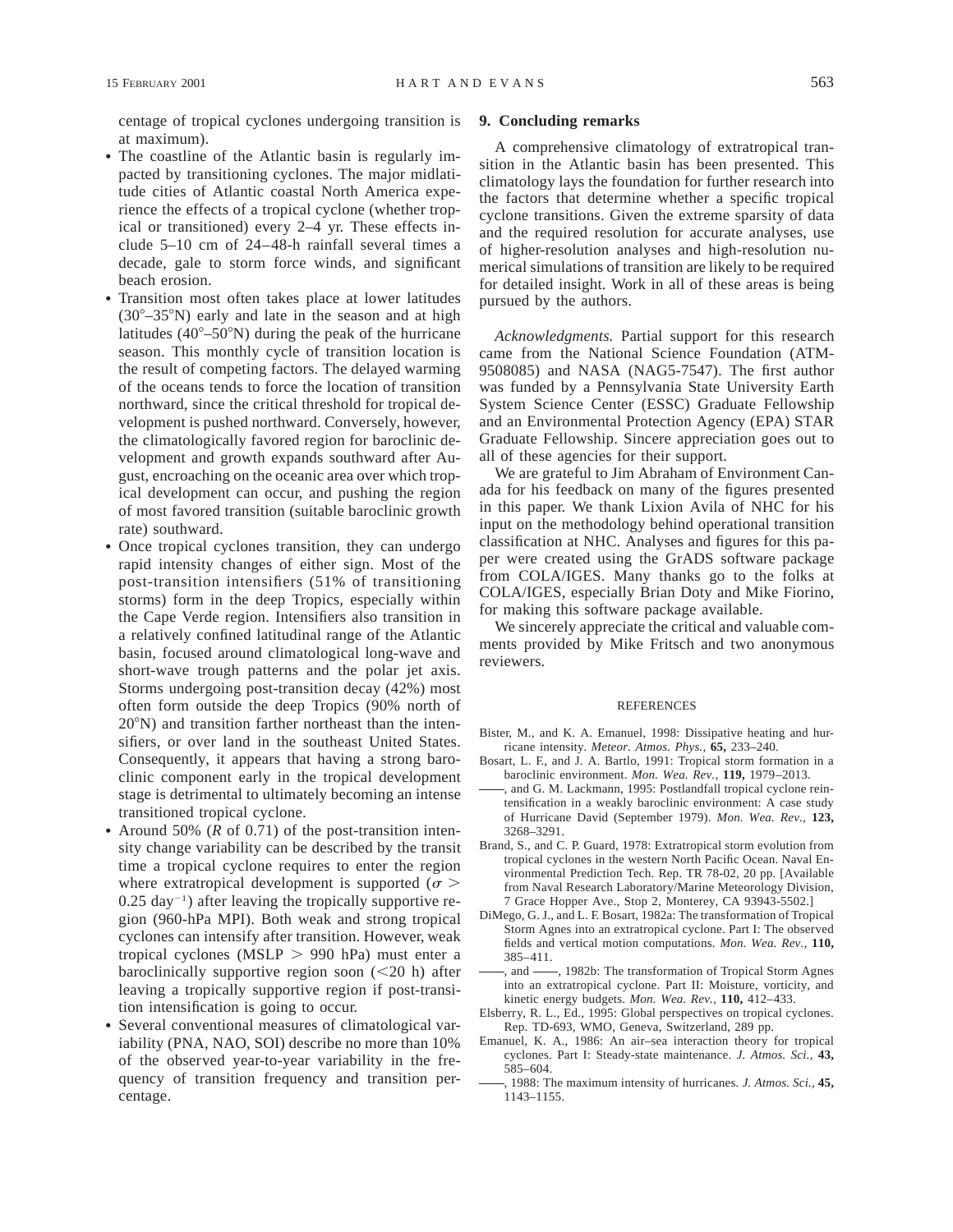centage of tropical cyclones undergoing transition is at maximum).

- The coastline of the Atlantic basin is regularly impacted by transitioning cyclones. The major midlatitude cities of Atlantic coastal North America experience the effects of a tropical cyclone (whether tropical or transitioned) every 2–4 yr. These effects include 5–10 cm of 24–48-h rainfall several times a decade, gale to storm force winds, and significant beach erosion.
- Transition most often takes place at lower latitudes (30°–35°N) early and late in the season and at high latitudes (40°–50°N) during the peak of the hurricane season. This monthly cycle of transition location is the result of competing factors. The delayed warming of the oceans tends to force the location of transition northward, since the critical threshold for tropical development is pushed northward. Conversely, however, the climatologically favored region for baroclinic development and growth expands southward after August, encroaching on the oceanic area over which tropical development can occur, and pushing the region of most favored transition (suitable baroclinic growth rate) southward.
- Once tropical cyclones transition, they can undergo rapid intensity changes of either sign. Most of the post-transition intensifiers (51% of transitioning storms) form in the deep Tropics, especially within the Cape Verde region. Intensifiers also transition in a relatively confined latitudinal range of the Atlantic basin, focused around climatological long-wave and short-wave trough patterns and the polar jet axis. Storms undergoing post-transition decay (42%) most often form outside the deep Tropics (90% north of 20°N) and transition farther northeast than the intensifiers, or over land in the southeast United States. Consequently, it appears that having a strong baroclinic component early in the tropical development stage is detrimental to ultimately becoming an intense transitioned tropical cyclone.
- Around 50% (*R* of 0.71) of the post-transition intensity change variability can be described by the transit time a tropical cyclone requires to enter the region where extratropical development is supported ($\sigma > 0.25$ day$^{-1}$) after leaving the tropically supportive region (960-hPa MPI). Both weak and strong tropical cyclones can intensify after transition. However, weak tropical cyclones (MSLP $>$ 990 hPa) must enter a baroclinically supportive region soon ($<$20 h) after leaving a tropically supportive region if post-transition intensification is going to occur.
- Several conventional measures of climatological variability (PNA, NAO, SOI) describe no more than 10% of the observed year-to-year variability in the frequency of transition frequency and transition percentage.

## 9. Concluding remarks

A comprehensive climatology of extratropical transition in the Atlantic basin has been presented. This climatology lays the foundation for further research into the factors that determine whether a specific tropical cyclone transitions. Given the extreme sparsity of data and the required resolution for accurate analyses, use of higher-resolution analyses and high-resolution numerical simulations of transition are likely to be required for detailed insight. Work in all of these areas is being pursued by the authors.

*Acknowledgments.* Partial support for this research came from the National Science Foundation (ATM-9508085) and NASA (NAG5-7547). The first author was funded by a Pennsylvania State University Earth System Science Center (ESSC) Graduate Fellowship and an Environmental Protection Agency (EPA) STAR Graduate Fellowship. Sincere appreciation goes out to all of these agencies for their support.

We are grateful to Jim Abraham of Environment Canada for his feedback on many of the figures presented in this paper. We thank Lixion Avila of NHC for his input on the methodology behind operational transition classification at NHC. Analyses and figures for this paper were created using the GrADS software package from COLA/IGES. Many thanks go to the folks at COLA/IGES, especially Brian Doty and Mike Fiorino, for making this software package available.

We sincerely appreciate the critical and valuable comments provided by Mike Fritsch and two anonymous reviewers.

### REFERENCES

Bister, M., and K. A. Emanuel, 1998: Dissipative heating and hurricane intensity. *Meteor. Atmos. Phys.,* **65,** 233–240.

Bosart, L. F., and J. A. Bartlo, 1991: Tropical storm formation in a baroclinic environment. *Mon. Wea. Rev.,* **119,** 1979–2013.

——, and G. M. Lackmann, 1995: Postlandfall tropical cyclone reintensification in a weakly baroclinic environment: A case study of Hurricane David (September 1979). *Mon. Wea. Rev.,* **123,** 3268–3291.

Brand, S., and C. P. Guard, 1978: Extratropical storm evolution from tropical cyclones in the western North Pacific Ocean. Naval Environmental Prediction Tech. Rep. TR 78-02, 20 pp. [Available from Naval Research Laboratory/Marine Meteorology Division, 7 Grace Hopper Ave., Stop 2, Monterey, CA 93943-5502.]

DiMego, G. J., and L. F. Bosart, 1982a: The transformation of Tropical Storm Agnes into an extratropical cyclone. Part I: The observed fields and vertical motion computations. *Mon. Wea. Rev.,* **110,** 385–411.

——, and ——, 1982b: The transformation of Tropical Storm Agnes into an extratropical cyclone. Part II: Moisture, vorticity, and kinetic energy budgets. *Mon. Wea. Rev.,* **110,** 412–433.

Elsberry, R. L., Ed., 1995: Global perspectives on tropical cyclones. Rep. TD-693, WMO, Geneva, Switzerland, 289 pp.

Emanuel, K. A., 1986: An air–sea interaction theory for tropical cyclones. Part I: Steady-state maintenance. *J. Atmos. Sci.,* **43,** 585–604.

——, 1988: The maximum intensity of hurricanes. *J. Atmos. Sci.,* **45,** 1143–1155.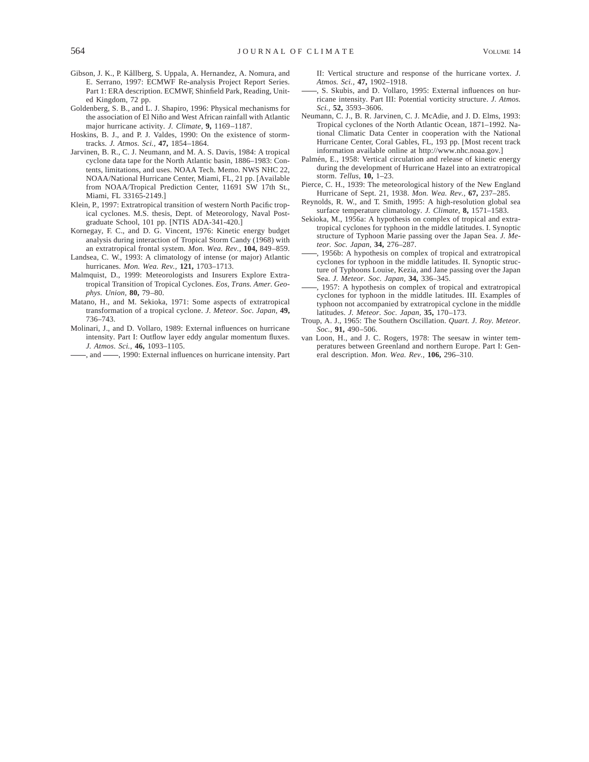Gibson, J. K., P. Kållberg, S. Uppala, A. Hernandez, A. Nomura, and E. Serrano, 1997: ECMWF Re-analysis Project Report Series. Part 1: ERA description. ECMWF, Shinfield Park, Reading, United Kingdom, 72 pp.

Goldenberg, S. B., and L. J. Shapiro, 1996: Physical mechanisms for the association of El Niño and West African rainfall with Atlantic major hurricane activity. *J. Climate,* **9,** 1169–1187.

Hoskins, B. J., and P. J. Valdes, 1990: On the existence of storm-tracks. *J. Atmos. Sci.,* **47,** 1854–1864.

Jarvinen, B. R., C. J. Neumann, and M. A. S. Davis, 1984: A tropical cyclone data tape for the North Atlantic basin, 1886–1983: Contents, limitations, and uses. NOAA Tech. Memo. NWS NHC 22, NOAA/National Hurricane Center, Miami, FL, 21 pp. [Available from NOAA/Tropical Prediction Center, 11691 SW 17th St., Miami, FL 33165-2149.]

Klein, P., 1997: Extratropical transition of western North Pacific tropical cyclones. M.S. thesis, Dept. of Meteorology, Naval Postgraduate School, 101 pp. [NTIS ADA-341-420.]

Kornegay, F. C., and D. G. Vincent, 1976: Kinetic energy budget analysis during interaction of Tropical Storm Candy (1968) with an extratropical frontal system. *Mon. Wea. Rev.,* **104,** 849–859.

Landsea, C. W., 1993: A climatology of intense (or major) Atlantic hurricanes. *Mon. Wea. Rev.,* **121,** 1703–1713.

Malmquist, D., 1999: Meteorologists and Insurers Explore Extratropical Transition of Tropical Cyclones. *Eos, Trans. Amer. Geophys. Union,* **80,** 79–80.

Matano, H., and M. Sekioka, 1971: Some aspects of extratropical transformation of a tropical cyclone. *J. Meteor. Soc. Japan,* **49,** 736–743.

Molinari, J., and D. Vollaro, 1989: External influences on hurricane intensity. Part I: Outflow layer eddy angular momentum fluxes. *J. Atmos. Sci.,* **46,** 1093–1105.

——, and ——, 1990: External influences on hurricane intensity. Part II: Vertical structure and response of the hurricane vortex. *J. Atmos. Sci.,* **47,** 1902–1918.

——, S. Skubis, and D. Vollaro, 1995: External influences on hurricane intensity. Part III: Potential vorticity structure. *J. Atmos. Sci.,* **52,** 3593–3606.

Neumann, C. J., B. R. Jarvinen, C. J. McAdie, and J. D. Elms, 1993: Tropical cyclones of the North Atlantic Ocean, 1871–1992. National Climatic Data Center in cooperation with the National Hurricane Center, Coral Gables, FL, 193 pp. [Most recent track information available online at http://www.nhc.noaa.gov.]

Palmén, E., 1958: Vertical circulation and release of kinetic energy during the development of Hurricane Hazel into an extratropical storm. *Tellus,* **10,** 1–23.

Pierce, C. H., 1939: The meteorological history of the New England Hurricane of Sept. 21, 1938. *Mon. Wea. Rev.,* **67,** 237–285.

Reynolds, R. W., and T. Smith, 1995: A high-resolution global sea surface temperature climatology. *J. Climate,* **8,** 1571–1583.

Sekioka, M., 1956a: A hypothesis on complex of tropical and extratropical cyclones for typhoon in the middle latitudes. I. Synoptic structure of Typhoon Marie passing over the Japan Sea. *J. Meteor. Soc. Japan,* **34,** 276–287.

——, 1956b: A hypothesis on complex of tropical and extratropical cyclones for typhoon in the middle latitudes. II. Synoptic structure of Typhoons Louise, Kezia, and Jane passing over the Japan Sea. *J. Meteor. Soc. Japan,* **34,** 336–345.

——, 1957: A hypothesis on complex of tropical and extratropical cyclones for typhoon in the middle latitudes. III. Examples of typhoon not accompanied by extratropical cyclone in the middle latitudes. *J. Meteor. Soc. Japan,* **35,** 170–173.

Troup, A. J., 1965: The Southern Oscillation. *Quart. J. Roy. Meteor. Soc.,* **91,** 490–506.

van Loon, H., and J. C. Rogers, 1978: The seesaw in winter temperatures between Greenland and northern Europe. Part I: General description. *Mon. Wea. Rev.,* **106,** 296–310.